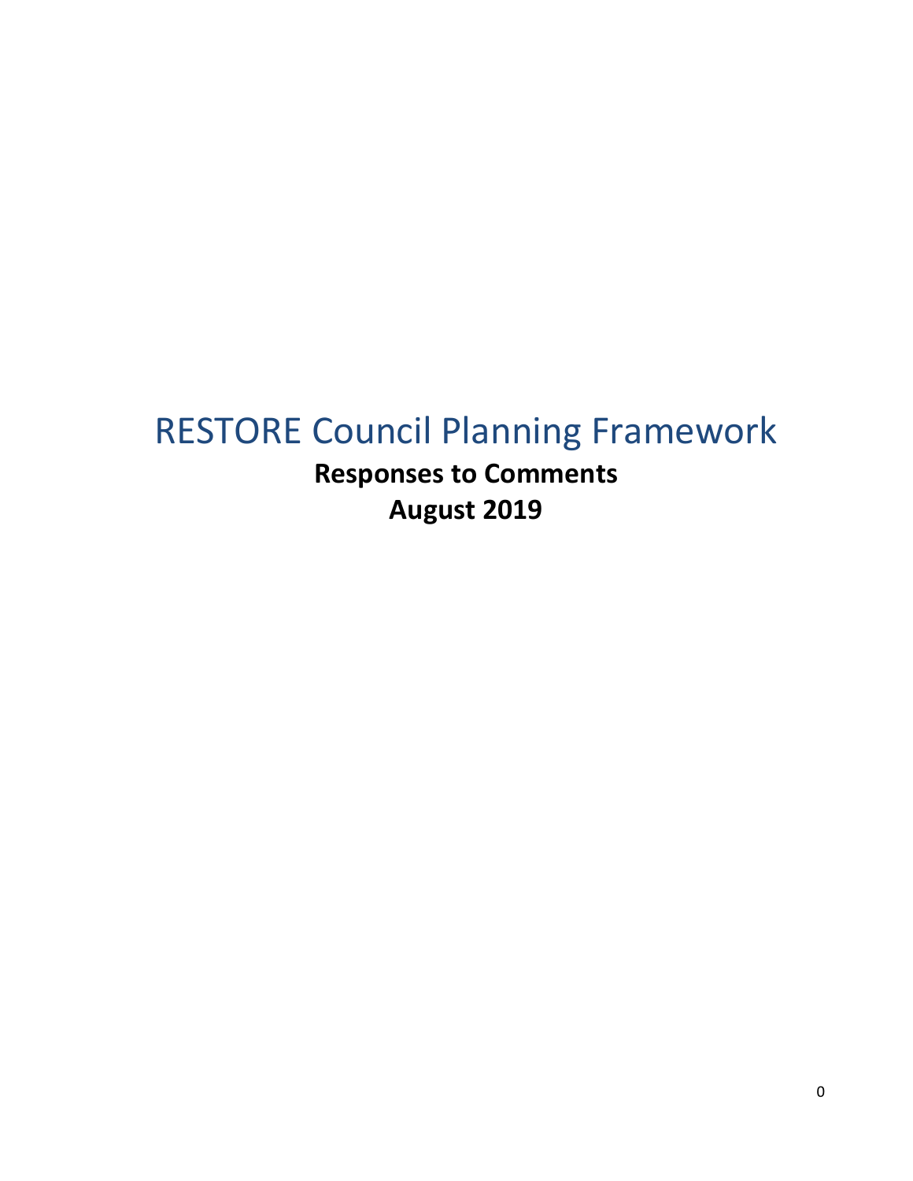# RESTORE Council Planning Framework

**Responses to Comments**

**August 2019**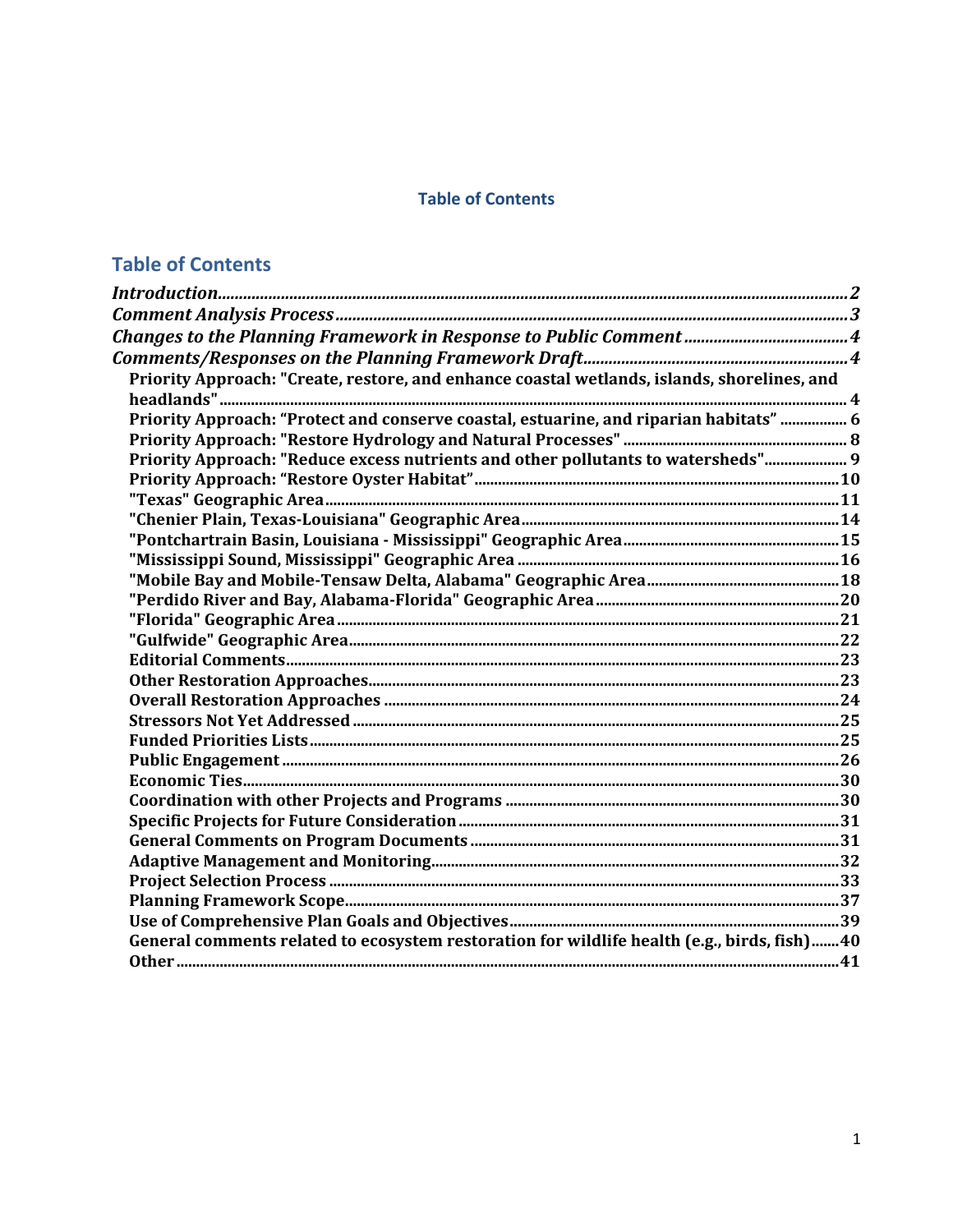**Table of Contents**

## Table of Contents

*Introduction* ........................................................ *2*
*Comment Analysis Process* ........................................................ *3*
*Changes to the Planning Framework in Response to Public Comment* ........................................................ *4*
*Comments/Responses on the Planning Framework Draft* ........................................................ *4*

- **Priority Approach: "Create, restore, and enhance coastal wetlands, islands, shorelines, and headlands"** ........................................................ **4**
- **Priority Approach: "Protect and conserve coastal, estuarine, and riparian habitats"** ........................................................ **6**
- **Priority Approach: "Restore Hydrology and Natural Processes"** ........................................................ **8**
- **Priority Approach: "Reduce excess nutrients and other pollutants to watersheds"** ........................................................ **9**
- **Priority Approach: "Restore Oyster Habitat"** ........................................................ **10**
- **"Texas" Geographic Area** ........................................................ **11**
- **"Chenier Plain, Texas-Louisiana" Geographic Area** ........................................................ **14**
- **"Pontchartrain Basin, Louisiana - Mississippi" Geographic Area** ........................................................ **15**
- **"Mississippi Sound, Mississippi" Geographic Area** ........................................................ **16**
- **"Mobile Bay and Mobile-Tensaw Delta, Alabama" Geographic Area** ........................................................ **18**
- **"Perdido River and Bay, Alabama-Florida" Geographic Area** ........................................................ **20**
- **"Florida" Geographic Area** ........................................................ **21**
- **"Gulfwide" Geographic Area** ........................................................ **22**
- **Editorial Comments** ........................................................ **23**
- **Other Restoration Approaches** ........................................................ **23**
- **Overall Restoration Approaches** ........................................................ **24**
- **Stressors Not Yet Addressed** ........................................................ **25**
- **Funded Priorities Lists** ........................................................ **25**
- **Public Engagement** ........................................................ **26**
- **Economic Ties** ........................................................ **30**
- **Coordination with other Projects and Programs** ........................................................ **30**
- **Specific Projects for Future Consideration** ........................................................ **31**
- **General Comments on Program Documents** ........................................................ **31**
- **Adaptive Management and Monitoring** ........................................................ **32**
- **Project Selection Process** ........................................................ **33**
- **Planning Framework Scope** ........................................................ **37**
- **Use of Comprehensive Plan Goals and Objectives** ........................................................ **39**
- **General comments related to ecosystem restoration for wildlife health (e.g., birds, fish)** ........................................................ **40**
- **Other** ........................................................ **41**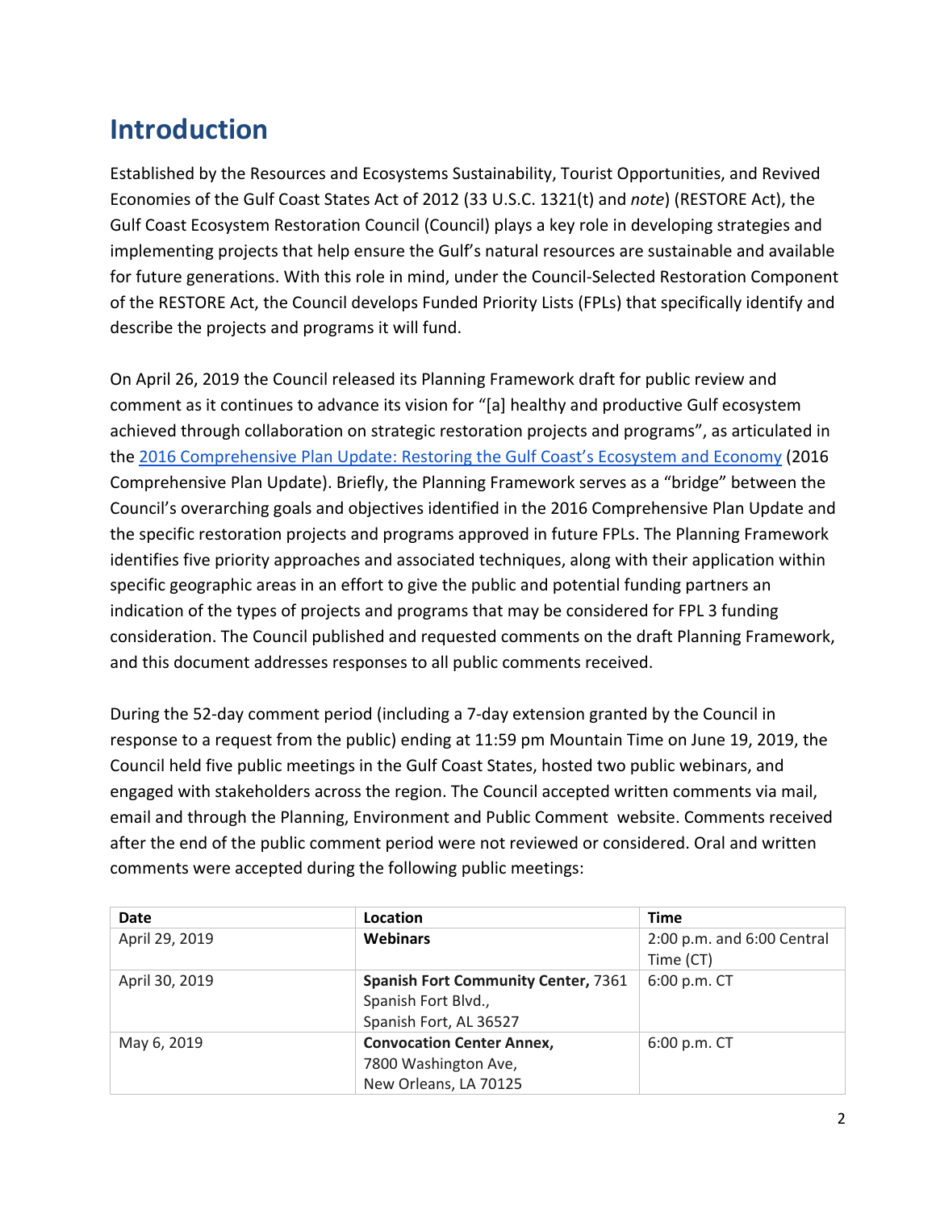# Introduction

Established by the Resources and Ecosystems Sustainability, Tourist Opportunities, and Revived Economies of the Gulf Coast States Act of 2012 (33 U.S.C. 1321(t) and *note*) (RESTORE Act), the Gulf Coast Ecosystem Restoration Council (Council) plays a key role in developing strategies and implementing projects that help ensure the Gulf's natural resources are sustainable and available for future generations. With this role in mind, under the Council-Selected Restoration Component of the RESTORE Act, the Council develops Funded Priority Lists (FPLs) that specifically identify and describe the projects and programs it will fund.

On April 26, 2019 the Council released its Planning Framework draft for public review and comment as it continues to advance its vision for "[a] healthy and productive Gulf ecosystem achieved through collaboration on strategic restoration projects and programs", as articulated in the [2016 Comprehensive Plan Update: Restoring the Gulf Coast's Ecosystem and Economy](2016 Comprehensive Plan Update: Restoring the Gulf Coast's Ecosystem and Economy) (2016 Comprehensive Plan Update). Briefly, the Planning Framework serves as a "bridge" between the Council's overarching goals and objectives identified in the 2016 Comprehensive Plan Update and the specific restoration projects and programs approved in future FPLs. The Planning Framework identifies five priority approaches and associated techniques, along with their application within specific geographic areas in an effort to give the public and potential funding partners an indication of the types of projects and programs that may be considered for FPL 3 funding consideration. The Council published and requested comments on the draft Planning Framework, and this document addresses responses to all public comments received.

During the 52-day comment period (including a 7-day extension granted by the Council in response to a request from the public) ending at 11:59 pm Mountain Time on June 19, 2019, the Council held five public meetings in the Gulf Coast States, hosted two public webinars, and engaged with stakeholders across the region. The Council accepted written comments via mail, email and through the Planning, Environment and Public Comment website. Comments received after the end of the public comment period were not reviewed or considered. Oral and written comments were accepted during the following public meetings:

| Date | Location | Time |
|---|---|---|
| April 29, 2019 | **Webinars** | 2:00 p.m. and 6:00 Central Time (CT) |
| April 30, 2019 | **Spanish Fort Community Center,** 7361 Spanish Fort Blvd., Spanish Fort, AL 36527 | 6:00 p.m. CT |
| May 6, 2019 | **Convocation Center Annex,** 7800 Washington Ave, New Orleans, LA 70125 | 6:00 p.m. CT |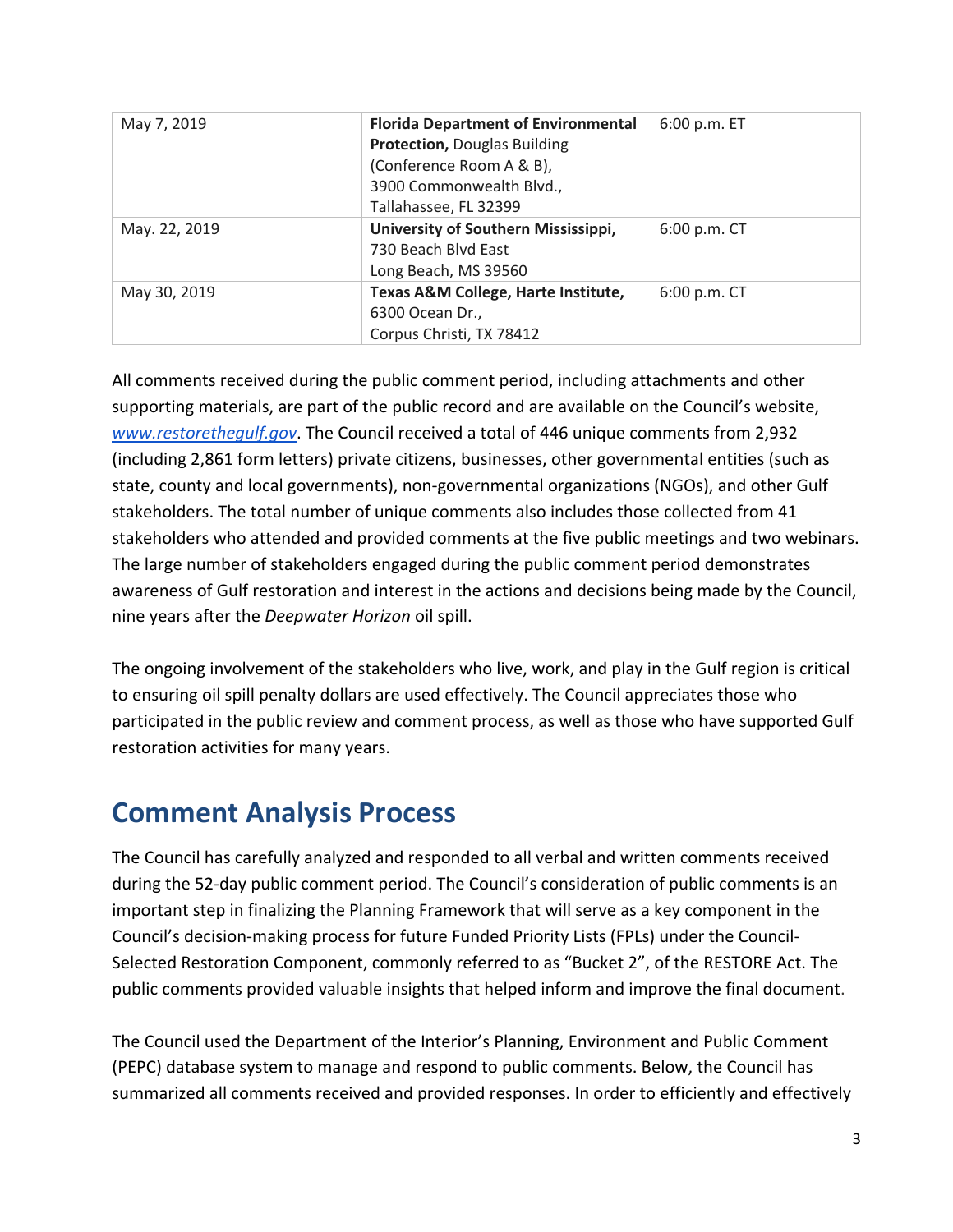| May 7, 2019 | **Florida Department of Environmental Protection,** Douglas Building (Conference Room A & B), 3900 Commonwealth Blvd., Tallahassee, FL 32399 | 6:00 p.m. ET |
|---|---|---|
| May. 22, 2019 | **University of Southern Mississippi,** 730 Beach Blvd East Long Beach, MS 39560 | 6:00 p.m. CT |
| May 30, 2019 | **Texas A&M College, Harte Institute,** 6300 Ocean Dr., Corpus Christi, TX 78412 | 6:00 p.m. CT |

All comments received during the public comment period, including attachments and other supporting materials, are part of the public record and are available on the Council's website, *www.restorethegulf.gov*. The Council received a total of 446 unique comments from 2,932 (including 2,861 form letters) private citizens, businesses, other governmental entities (such as state, county and local governments), non-governmental organizations (NGOs), and other Gulf stakeholders. The total number of unique comments also includes those collected from 41 stakeholders who attended and provided comments at the five public meetings and two webinars. The large number of stakeholders engaged during the public comment period demonstrates awareness of Gulf restoration and interest in the actions and decisions being made by the Council, nine years after the *Deepwater Horizon* oil spill.

The ongoing involvement of the stakeholders who live, work, and play in the Gulf region is critical to ensuring oil spill penalty dollars are used effectively. The Council appreciates those who participated in the public review and comment process, as well as those who have supported Gulf restoration activities for many years.

# Comment Analysis Process

The Council has carefully analyzed and responded to all verbal and written comments received during the 52-day public comment period. The Council's consideration of public comments is an important step in finalizing the Planning Framework that will serve as a key component in the Council's decision-making process for future Funded Priority Lists (FPLs) under the Council-Selected Restoration Component, commonly referred to as "Bucket 2", of the RESTORE Act. The public comments provided valuable insights that helped inform and improve the final document.

The Council used the Department of the Interior's Planning, Environment and Public Comment (PEPC) database system to manage and respond to public comments. Below, the Council has summarized all comments received and provided responses. In order to efficiently and effectively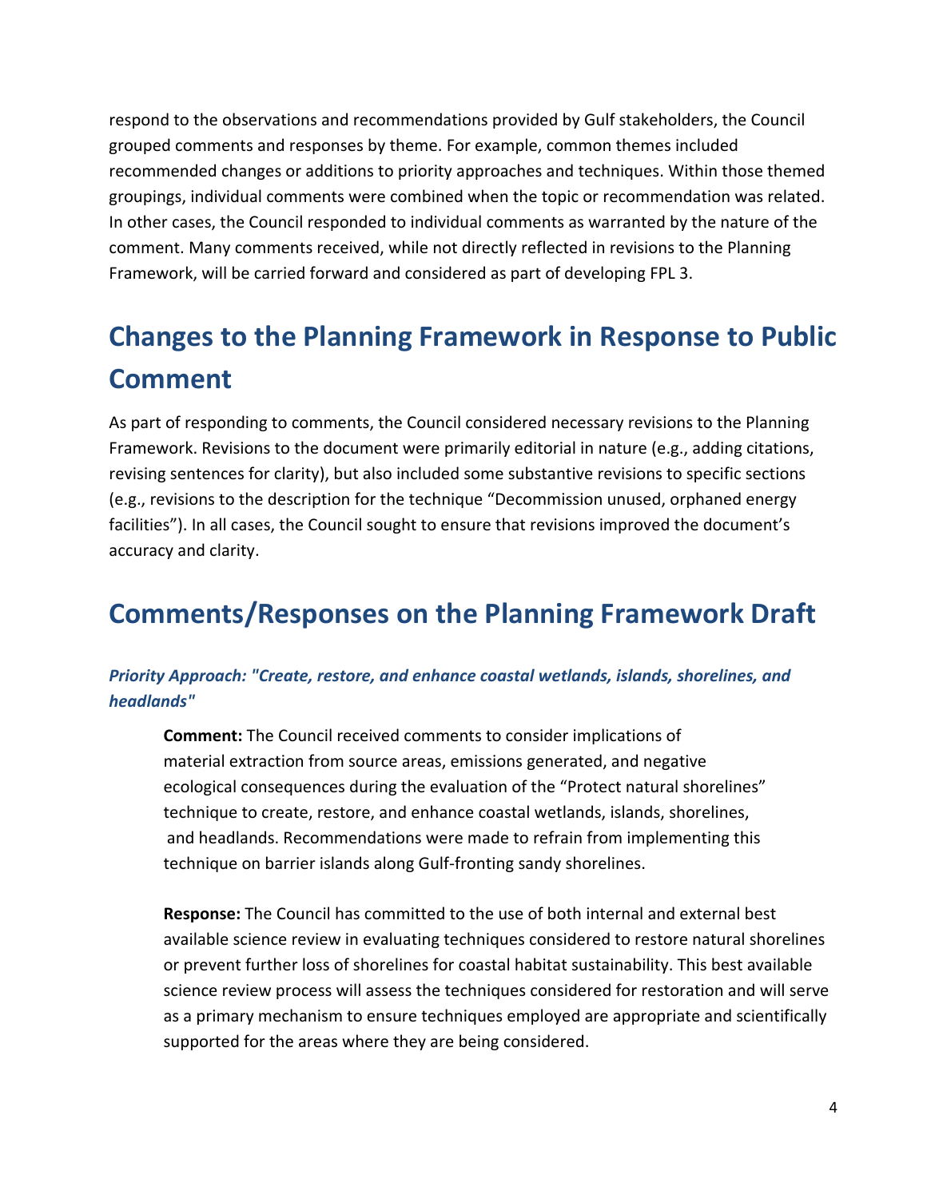respond to the observations and recommendations provided by Gulf stakeholders, the Council grouped comments and responses by theme. For example, common themes included recommended changes or additions to priority approaches and techniques. Within those themed groupings, individual comments were combined when the topic or recommendation was related. In other cases, the Council responded to individual comments as warranted by the nature of the comment. Many comments received, while not directly reflected in revisions to the Planning Framework, will be carried forward and considered as part of developing FPL 3.

# Changes to the Planning Framework in Response to Public Comment

As part of responding to comments, the Council considered necessary revisions to the Planning Framework. Revisions to the document were primarily editorial in nature (e.g., adding citations, revising sentences for clarity), but also included some substantive revisions to specific sections (e.g., revisions to the description for the technique "Decommission unused, orphaned energy facilities"). In all cases, the Council sought to ensure that revisions improved the document's accuracy and clarity.

# Comments/Responses on the Planning Framework Draft

### *Priority Approach: "Create, restore, and enhance coastal wetlands, islands, shorelines, and headlands"*

**Comment:** The Council received comments to consider implications of material extraction from source areas, emissions generated, and negative ecological consequences during the evaluation of the "Protect natural shorelines" technique to create, restore, and enhance coastal wetlands, islands, shorelines, and headlands. Recommendations were made to refrain from implementing this technique on barrier islands along Gulf-fronting sandy shorelines.

**Response:** The Council has committed to the use of both internal and external best available science review in evaluating techniques considered to restore natural shorelines or prevent further loss of shorelines for coastal habitat sustainability. This best available science review process will assess the techniques considered for restoration and will serve as a primary mechanism to ensure techniques employed are appropriate and scientifically supported for the areas where they are being considered.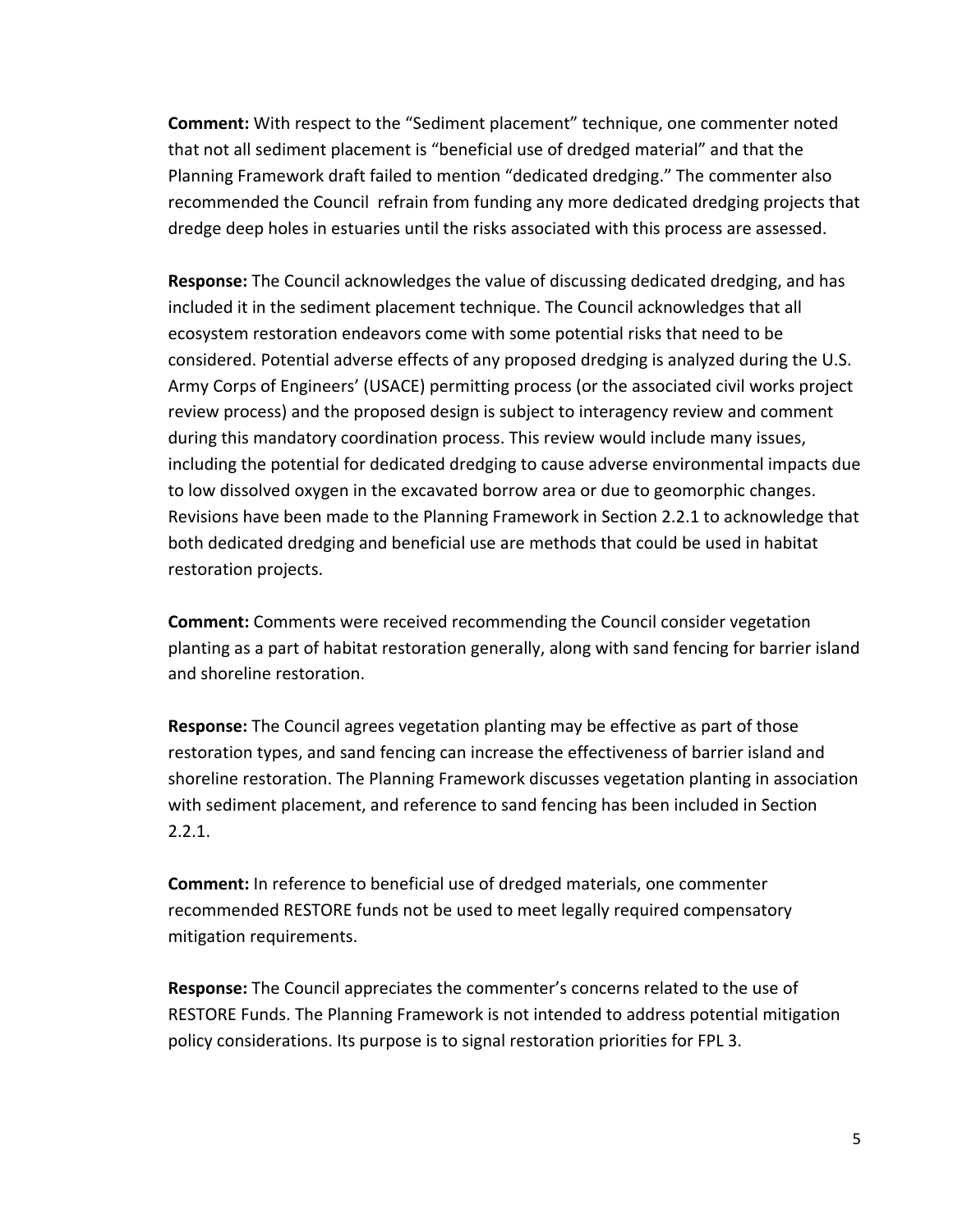**Comment:** With respect to the "Sediment placement" technique, one commenter noted that not all sediment placement is "beneficial use of dredged material" and that the Planning Framework draft failed to mention "dedicated dredging." The commenter also recommended the Council refrain from funding any more dedicated dredging projects that dredge deep holes in estuaries until the risks associated with this process are assessed.

**Response:** The Council acknowledges the value of discussing dedicated dredging, and has included it in the sediment placement technique. The Council acknowledges that all ecosystem restoration endeavors come with some potential risks that need to be considered. Potential adverse effects of any proposed dredging is analyzed during the U.S. Army Corps of Engineers' (USACE) permitting process (or the associated civil works project review process) and the proposed design is subject to interagency review and comment during this mandatory coordination process. This review would include many issues, including the potential for dedicated dredging to cause adverse environmental impacts due to low dissolved oxygen in the excavated borrow area or due to geomorphic changes. Revisions have been made to the Planning Framework in Section 2.2.1 to acknowledge that both dedicated dredging and beneficial use are methods that could be used in habitat restoration projects.

**Comment:** Comments were received recommending the Council consider vegetation planting as a part of habitat restoration generally, along with sand fencing for barrier island and shoreline restoration.

**Response:** The Council agrees vegetation planting may be effective as part of those restoration types, and sand fencing can increase the effectiveness of barrier island and shoreline restoration. The Planning Framework discusses vegetation planting in association with sediment placement, and reference to sand fencing has been included in Section 2.2.1.

**Comment:** In reference to beneficial use of dredged materials, one commenter recommended RESTORE funds not be used to meet legally required compensatory mitigation requirements.

**Response:** The Council appreciates the commenter's concerns related to the use of RESTORE Funds. The Planning Framework is not intended to address potential mitigation policy considerations. Its purpose is to signal restoration priorities for FPL 3.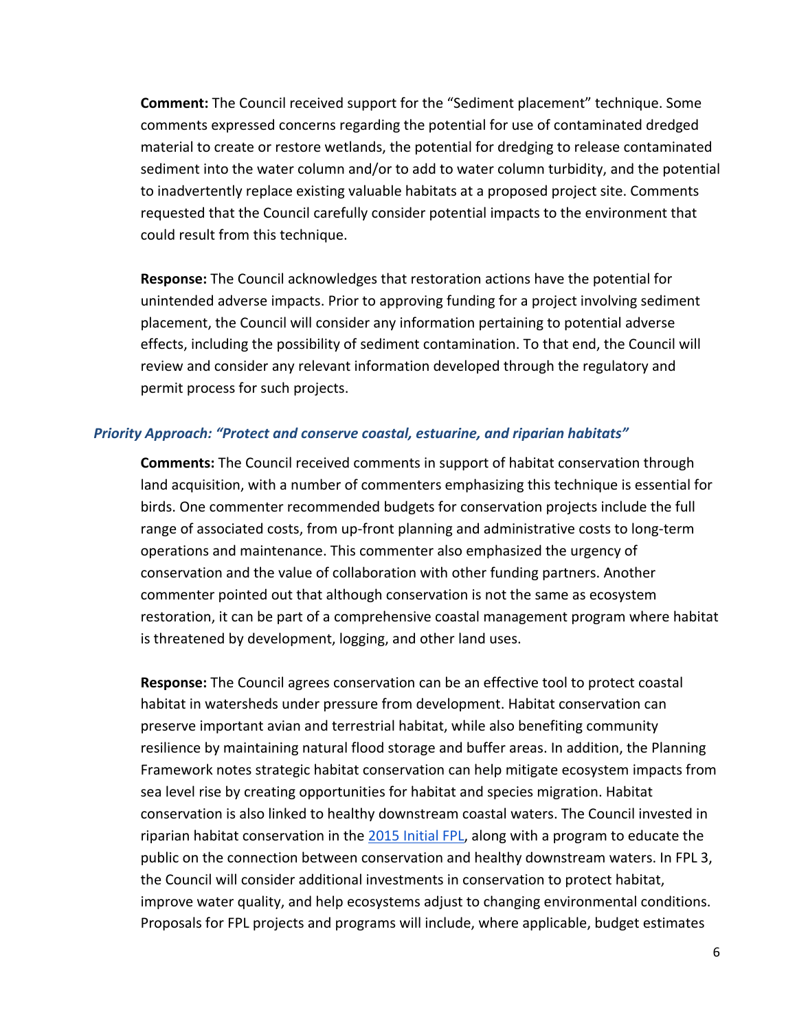**Comment:** The Council received support for the "Sediment placement" technique. Some comments expressed concerns regarding the potential for use of contaminated dredged material to create or restore wetlands, the potential for dredging to release contaminated sediment into the water column and/or to add to water column turbidity, and the potential to inadvertently replace existing valuable habitats at a proposed project site. Comments requested that the Council carefully consider potential impacts to the environment that could result from this technique.

**Response:** The Council acknowledges that restoration actions have the potential for unintended adverse impacts. Prior to approving funding for a project involving sediment placement, the Council will consider any information pertaining to potential adverse effects, including the possibility of sediment contamination. To that end, the Council will review and consider any relevant information developed through the regulatory and permit process for such projects.

### *Priority Approach: "Protect and conserve coastal, estuarine, and riparian habitats"*

**Comments:** The Council received comments in support of habitat conservation through land acquisition, with a number of commenters emphasizing this technique is essential for birds. One commenter recommended budgets for conservation projects include the full range of associated costs, from up-front planning and administrative costs to long-term operations and maintenance. This commenter also emphasized the urgency of conservation and the value of collaboration with other funding partners. Another commenter pointed out that although conservation is not the same as ecosystem restoration, it can be part of a comprehensive coastal management program where habitat is threatened by development, logging, and other land uses.

**Response:** The Council agrees conservation can be an effective tool to protect coastal habitat in watersheds under pressure from development. Habitat conservation can preserve important avian and terrestrial habitat, while also benefiting community resilience by maintaining natural flood storage and buffer areas. In addition, the Planning Framework notes strategic habitat conservation can help mitigate ecosystem impacts from sea level rise by creating opportunities for habitat and species migration. Habitat conservation is also linked to healthy downstream coastal waters. The Council invested in riparian habitat conservation in the 2015 Initial FPL, along with a program to educate the public on the connection between conservation and healthy downstream waters. In FPL 3, the Council will consider additional investments in conservation to protect habitat, improve water quality, and help ecosystems adjust to changing environmental conditions. Proposals for FPL projects and programs will include, where applicable, budget estimates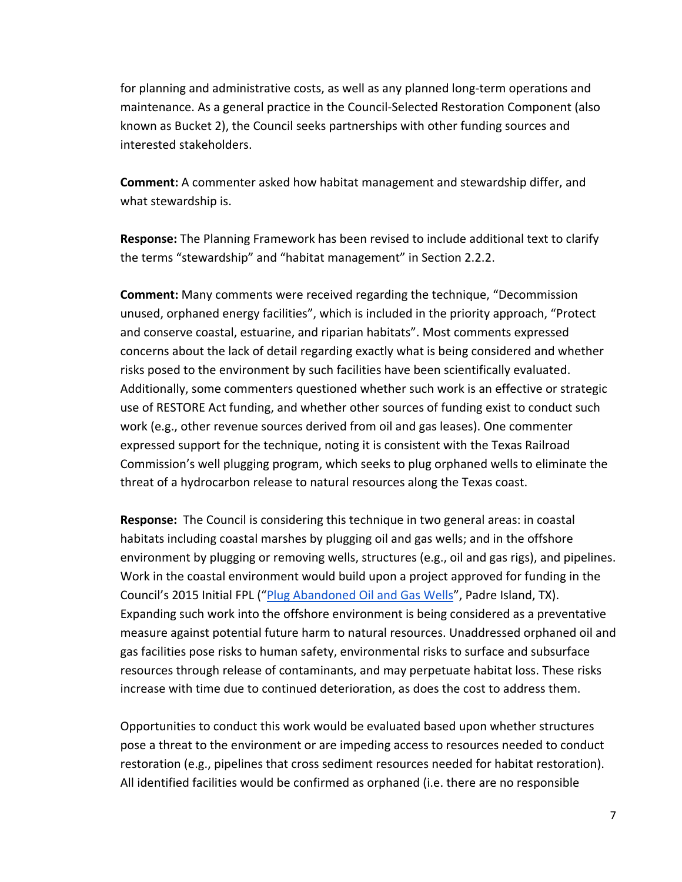for planning and administrative costs, as well as any planned long-term operations and maintenance. As a general practice in the Council-Selected Restoration Component (also known as Bucket 2), the Council seeks partnerships with other funding sources and interested stakeholders.

**Comment:** A commenter asked how habitat management and stewardship differ, and what stewardship is.

**Response:** The Planning Framework has been revised to include additional text to clarify the terms "stewardship" and "habitat management" in Section 2.2.2.

**Comment:** Many comments were received regarding the technique, "Decommission unused, orphaned energy facilities", which is included in the priority approach, "Protect and conserve coastal, estuarine, and riparian habitats". Most comments expressed concerns about the lack of detail regarding exactly what is being considered and whether risks posed to the environment by such facilities have been scientifically evaluated. Additionally, some commenters questioned whether such work is an effective or strategic use of RESTORE Act funding, and whether other sources of funding exist to conduct such work (e.g., other revenue sources derived from oil and gas leases). One commenter expressed support for the technique, noting it is consistent with the Texas Railroad Commission's well plugging program, which seeks to plug orphaned wells to eliminate the threat of a hydrocarbon release to natural resources along the Texas coast.

**Response:** The Council is considering this technique in two general areas: in coastal habitats including coastal marshes by plugging oil and gas wells; and in the offshore environment by plugging or removing wells, structures (e.g., oil and gas rigs), and pipelines. Work in the coastal environment would build upon a project approved for funding in the Council's 2015 Initial FPL ("Plug Abandoned Oil and Gas Wells", Padre Island, TX). Expanding such work into the offshore environment is being considered as a preventative measure against potential future harm to natural resources. Unaddressed orphaned oil and gas facilities pose risks to human safety, environmental risks to surface and subsurface resources through release of contaminants, and may perpetuate habitat loss. These risks increase with time due to continued deterioration, as does the cost to address them.

Opportunities to conduct this work would be evaluated based upon whether structures pose a threat to the environment or are impeding access to resources needed to conduct restoration (e.g., pipelines that cross sediment resources needed for habitat restoration). All identified facilities would be confirmed as orphaned (i.e. there are no responsible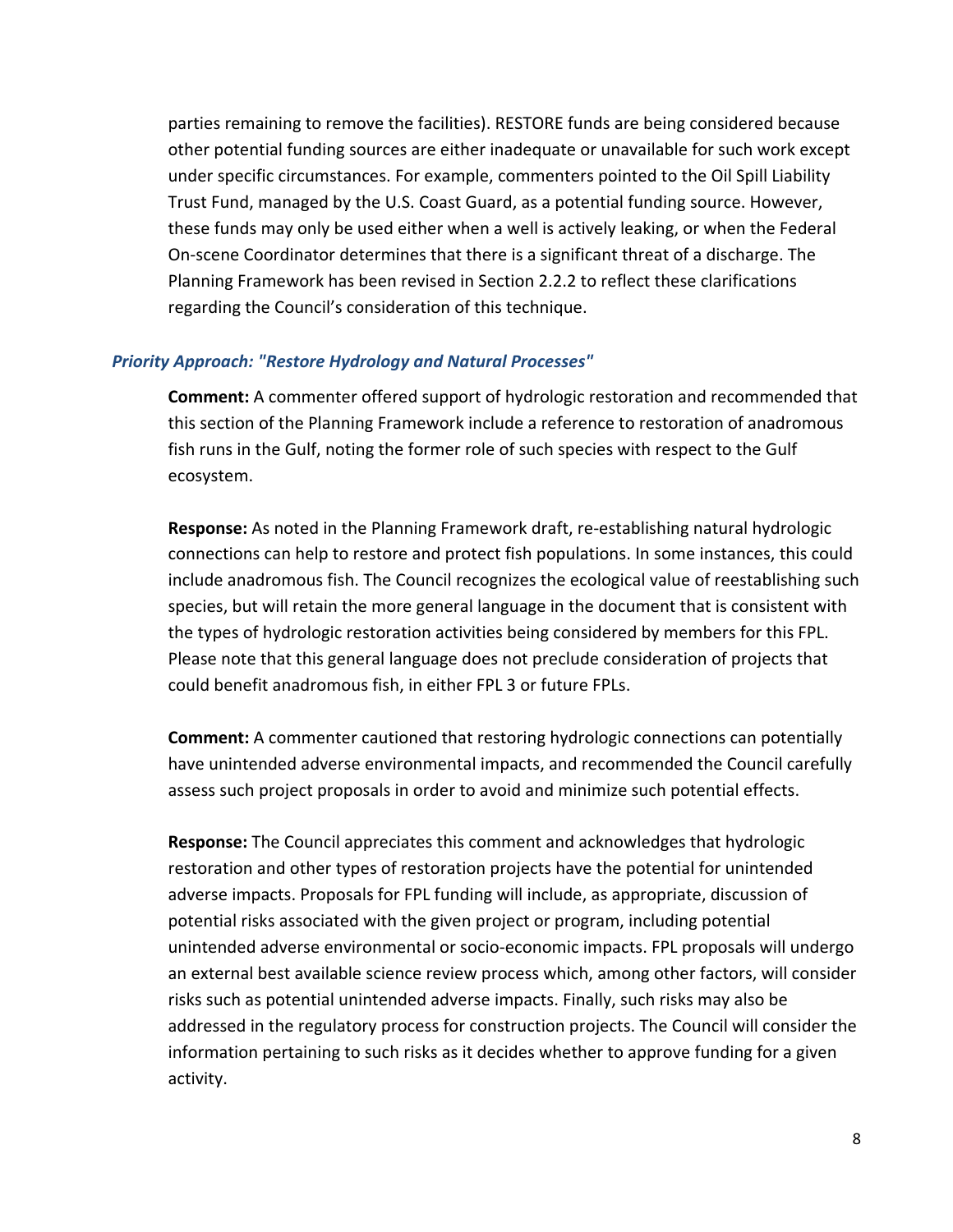parties remaining to remove the facilities). RESTORE funds are being considered because other potential funding sources are either inadequate or unavailable for such work except under specific circumstances. For example, commenters pointed to the Oil Spill Liability Trust Fund, managed by the U.S. Coast Guard, as a potential funding source. However, these funds may only be used either when a well is actively leaking, or when the Federal On-scene Coordinator determines that there is a significant threat of a discharge. The Planning Framework has been revised in Section 2.2.2 to reflect these clarifications regarding the Council's consideration of this technique.

### *Priority Approach: "Restore Hydrology and Natural Processes"*

**Comment:** A commenter offered support of hydrologic restoration and recommended that this section of the Planning Framework include a reference to restoration of anadromous fish runs in the Gulf, noting the former role of such species with respect to the Gulf ecosystem.

**Response:** As noted in the Planning Framework draft, re-establishing natural hydrologic connections can help to restore and protect fish populations. In some instances, this could include anadromous fish. The Council recognizes the ecological value of reestablishing such species, but will retain the more general language in the document that is consistent with the types of hydrologic restoration activities being considered by members for this FPL. Please note that this general language does not preclude consideration of projects that could benefit anadromous fish, in either FPL 3 or future FPLs.

**Comment:** A commenter cautioned that restoring hydrologic connections can potentially have unintended adverse environmental impacts, and recommended the Council carefully assess such project proposals in order to avoid and minimize such potential effects.

**Response:** The Council appreciates this comment and acknowledges that hydrologic restoration and other types of restoration projects have the potential for unintended adverse impacts. Proposals for FPL funding will include, as appropriate, discussion of potential risks associated with the given project or program, including potential unintended adverse environmental or socio-economic impacts. FPL proposals will undergo an external best available science review process which, among other factors, will consider risks such as potential unintended adverse impacts. Finally, such risks may also be addressed in the regulatory process for construction projects. The Council will consider the information pertaining to such risks as it decides whether to approve funding for a given activity.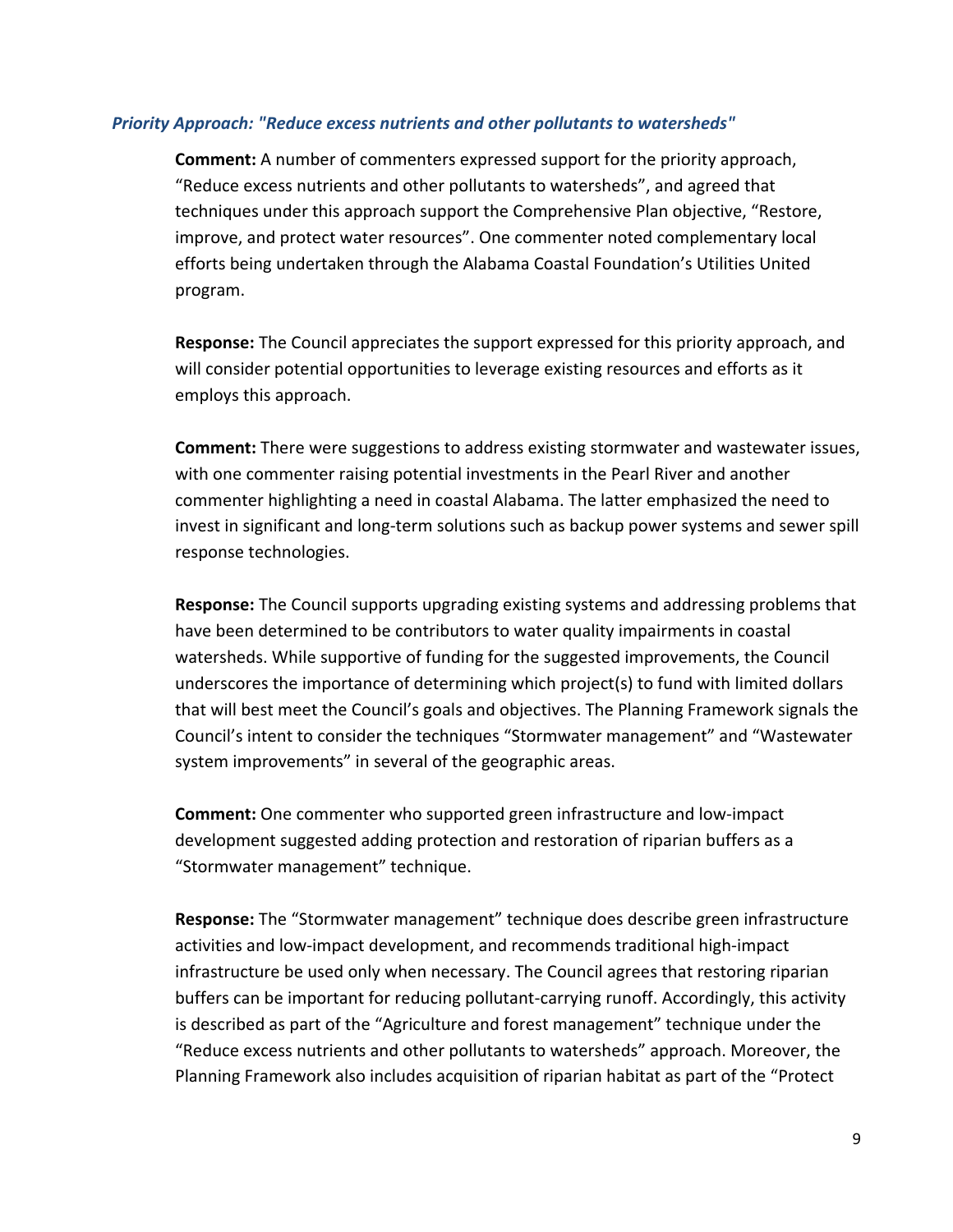### *Priority Approach: "Reduce excess nutrients and other pollutants to watersheds"*

**Comment:** A number of commenters expressed support for the priority approach, "Reduce excess nutrients and other pollutants to watersheds", and agreed that techniques under this approach support the Comprehensive Plan objective, "Restore, improve, and protect water resources". One commenter noted complementary local efforts being undertaken through the Alabama Coastal Foundation's Utilities United program.

**Response:** The Council appreciates the support expressed for this priority approach, and will consider potential opportunities to leverage existing resources and efforts as it employs this approach.

**Comment:** There were suggestions to address existing stormwater and wastewater issues, with one commenter raising potential investments in the Pearl River and another commenter highlighting a need in coastal Alabama. The latter emphasized the need to invest in significant and long-term solutions such as backup power systems and sewer spill response technologies.

**Response:** The Council supports upgrading existing systems and addressing problems that have been determined to be contributors to water quality impairments in coastal watersheds. While supportive of funding for the suggested improvements, the Council underscores the importance of determining which project(s) to fund with limited dollars that will best meet the Council's goals and objectives. The Planning Framework signals the Council's intent to consider the techniques "Stormwater management" and "Wastewater system improvements" in several of the geographic areas.

**Comment:** One commenter who supported green infrastructure and low-impact development suggested adding protection and restoration of riparian buffers as a "Stormwater management" technique.

**Response:** The "Stormwater management" technique does describe green infrastructure activities and low-impact development, and recommends traditional high-impact infrastructure be used only when necessary. The Council agrees that restoring riparian buffers can be important for reducing pollutant-carrying runoff. Accordingly, this activity is described as part of the "Agriculture and forest management" technique under the "Reduce excess nutrients and other pollutants to watersheds" approach. Moreover, the Planning Framework also includes acquisition of riparian habitat as part of the "Protect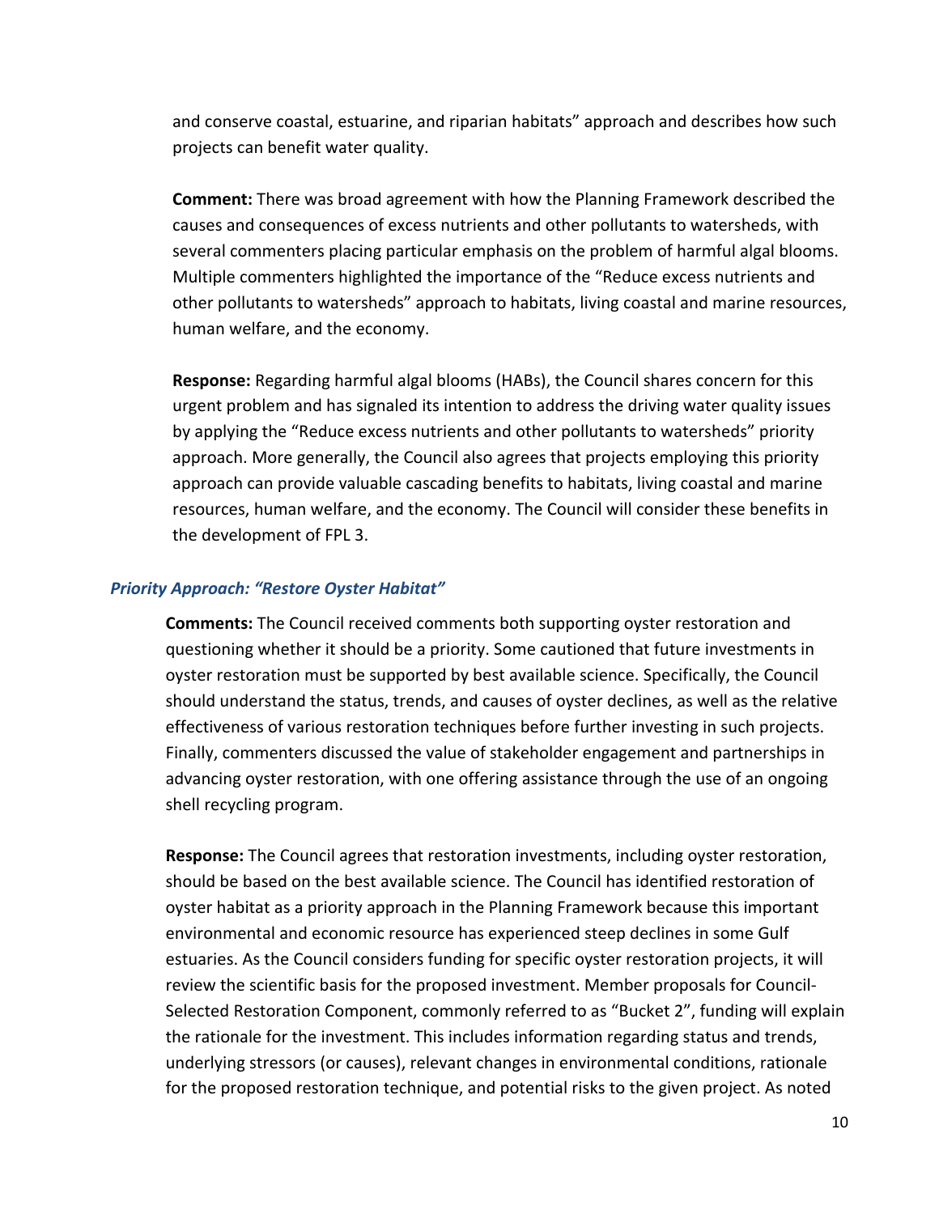and conserve coastal, estuarine, and riparian habitats" approach and describes how such projects can benefit water quality.

**Comment:** There was broad agreement with how the Planning Framework described the causes and consequences of excess nutrients and other pollutants to watersheds, with several commenters placing particular emphasis on the problem of harmful algal blooms. Multiple commenters highlighted the importance of the "Reduce excess nutrients and other pollutants to watersheds" approach to habitats, living coastal and marine resources, human welfare, and the economy.

**Response:** Regarding harmful algal blooms (HABs), the Council shares concern for this urgent problem and has signaled its intention to address the driving water quality issues by applying the "Reduce excess nutrients and other pollutants to watersheds" priority approach. More generally, the Council also agrees that projects employing this priority approach can provide valuable cascading benefits to habitats, living coastal and marine resources, human welfare, and the economy. The Council will consider these benefits in the development of FPL 3.

### *Priority Approach: "Restore Oyster Habitat"*

**Comments:** The Council received comments both supporting oyster restoration and questioning whether it should be a priority. Some cautioned that future investments in oyster restoration must be supported by best available science. Specifically, the Council should understand the status, trends, and causes of oyster declines, as well as the relative effectiveness of various restoration techniques before further investing in such projects. Finally, commenters discussed the value of stakeholder engagement and partnerships in advancing oyster restoration, with one offering assistance through the use of an ongoing shell recycling program.

**Response:** The Council agrees that restoration investments, including oyster restoration, should be based on the best available science. The Council has identified restoration of oyster habitat as a priority approach in the Planning Framework because this important environmental and economic resource has experienced steep declines in some Gulf estuaries. As the Council considers funding for specific oyster restoration projects, it will review the scientific basis for the proposed investment. Member proposals for Council-Selected Restoration Component, commonly referred to as "Bucket 2", funding will explain the rationale for the investment. This includes information regarding status and trends, underlying stressors (or causes), relevant changes in environmental conditions, rationale for the proposed restoration technique, and potential risks to the given project. As noted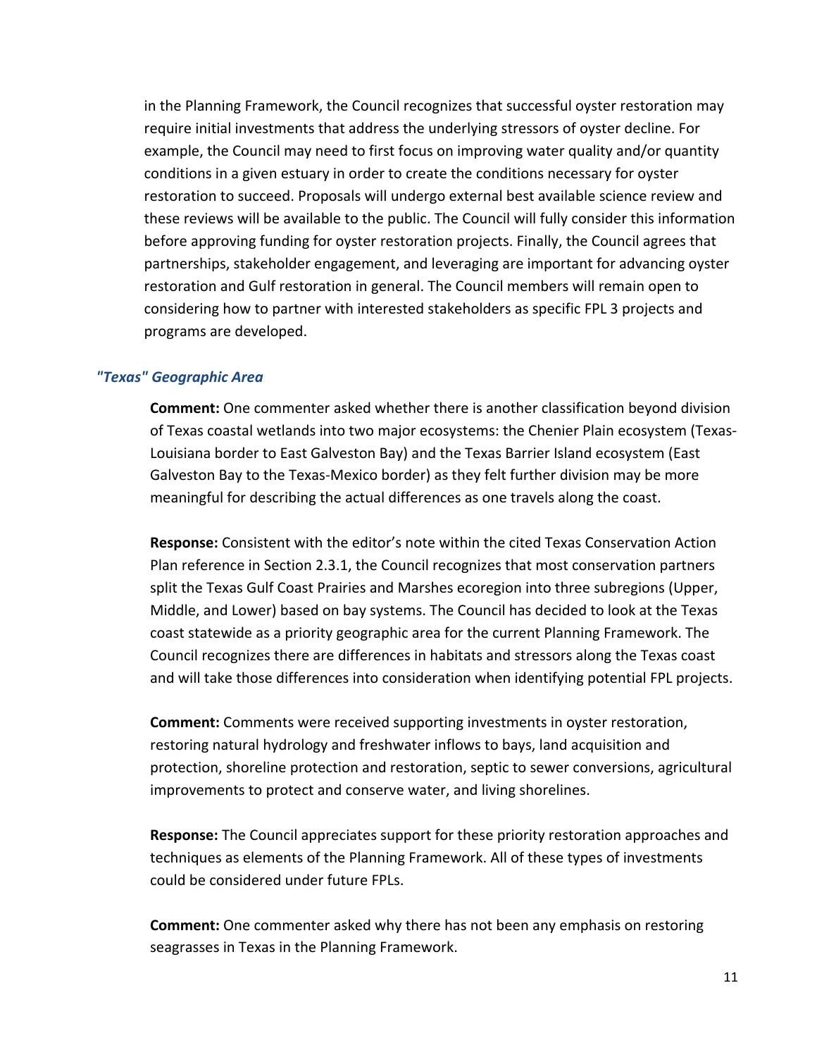in the Planning Framework, the Council recognizes that successful oyster restoration may require initial investments that address the underlying stressors of oyster decline. For example, the Council may need to first focus on improving water quality and/or quantity conditions in a given estuary in order to create the conditions necessary for oyster restoration to succeed. Proposals will undergo external best available science review and these reviews will be available to the public. The Council will fully consider this information before approving funding for oyster restoration projects. Finally, the Council agrees that partnerships, stakeholder engagement, and leveraging are important for advancing oyster restoration and Gulf restoration in general. The Council members will remain open to considering how to partner with interested stakeholders as specific FPL 3 projects and programs are developed.

### *"Texas" Geographic Area*

**Comment:** One commenter asked whether there is another classification beyond division of Texas coastal wetlands into two major ecosystems: the Chenier Plain ecosystem (Texas-Louisiana border to East Galveston Bay) and the Texas Barrier Island ecosystem (East Galveston Bay to the Texas-Mexico border) as they felt further division may be more meaningful for describing the actual differences as one travels along the coast.

**Response:** Consistent with the editor's note within the cited Texas Conservation Action Plan reference in Section 2.3.1, the Council recognizes that most conservation partners split the Texas Gulf Coast Prairies and Marshes ecoregion into three subregions (Upper, Middle, and Lower) based on bay systems. The Council has decided to look at the Texas coast statewide as a priority geographic area for the current Planning Framework. The Council recognizes there are differences in habitats and stressors along the Texas coast and will take those differences into consideration when identifying potential FPL projects.

**Comment:** Comments were received supporting investments in oyster restoration, restoring natural hydrology and freshwater inflows to bays, land acquisition and protection, shoreline protection and restoration, septic to sewer conversions, agricultural improvements to protect and conserve water, and living shorelines.

**Response:** The Council appreciates support for these priority restoration approaches and techniques as elements of the Planning Framework. All of these types of investments could be considered under future FPLs.

**Comment:** One commenter asked why there has not been any emphasis on restoring seagrasses in Texas in the Planning Framework.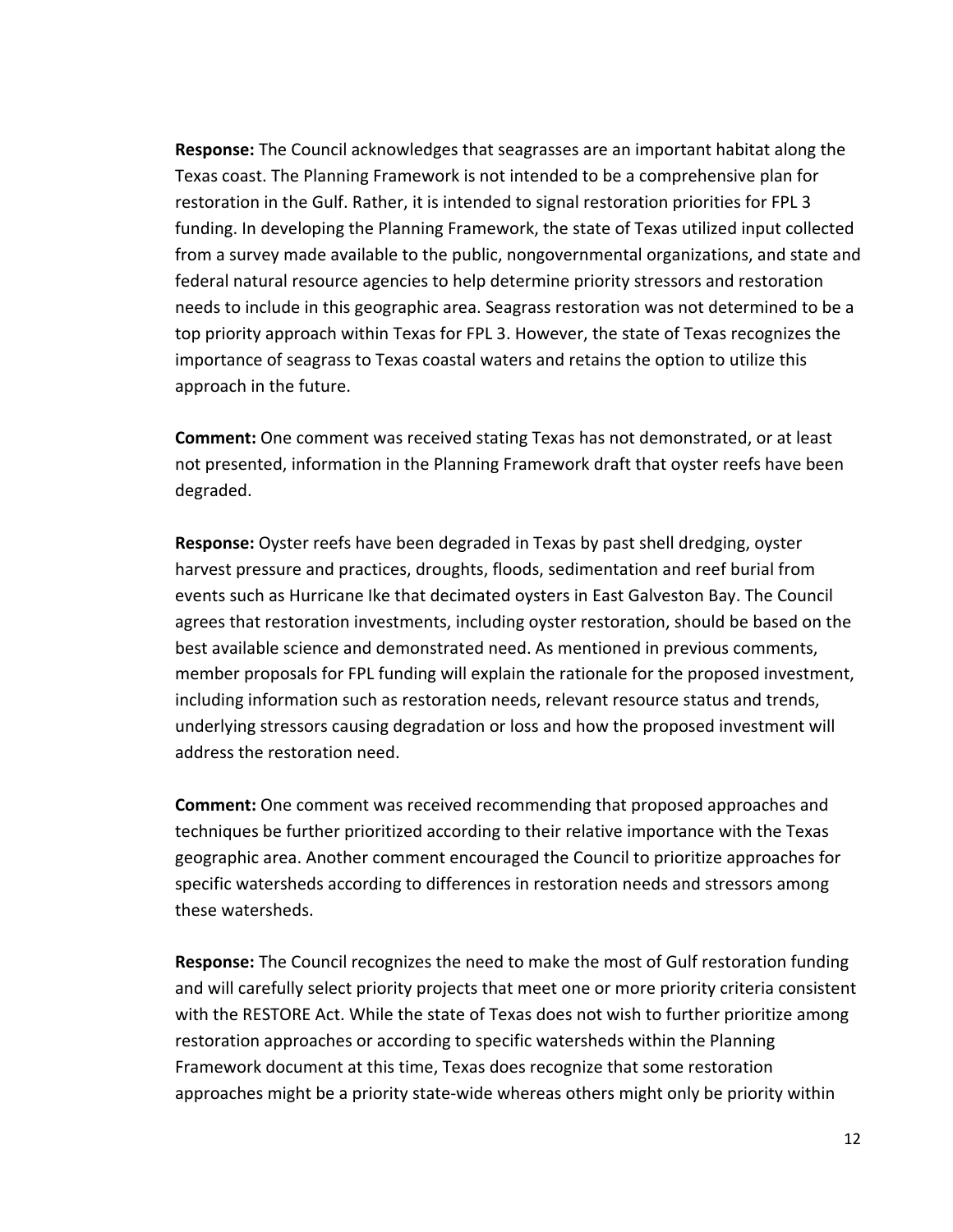**Response:** The Council acknowledges that seagrasses are an important habitat along the Texas coast. The Planning Framework is not intended to be a comprehensive plan for restoration in the Gulf. Rather, it is intended to signal restoration priorities for FPL 3 funding. In developing the Planning Framework, the state of Texas utilized input collected from a survey made available to the public, nongovernmental organizations, and state and federal natural resource agencies to help determine priority stressors and restoration needs to include in this geographic area. Seagrass restoration was not determined to be a top priority approach within Texas for FPL 3. However, the state of Texas recognizes the importance of seagrass to Texas coastal waters and retains the option to utilize this approach in the future.

**Comment:** One comment was received stating Texas has not demonstrated, or at least not presented, information in the Planning Framework draft that oyster reefs have been degraded.

**Response:** Oyster reefs have been degraded in Texas by past shell dredging, oyster harvest pressure and practices, droughts, floods, sedimentation and reef burial from events such as Hurricane Ike that decimated oysters in East Galveston Bay. The Council agrees that restoration investments, including oyster restoration, should be based on the best available science and demonstrated need. As mentioned in previous comments, member proposals for FPL funding will explain the rationale for the proposed investment, including information such as restoration needs, relevant resource status and trends, underlying stressors causing degradation or loss and how the proposed investment will address the restoration need.

**Comment:** One comment was received recommending that proposed approaches and techniques be further prioritized according to their relative importance with the Texas geographic area. Another comment encouraged the Council to prioritize approaches for specific watersheds according to differences in restoration needs and stressors among these watersheds.

**Response:** The Council recognizes the need to make the most of Gulf restoration funding and will carefully select priority projects that meet one or more priority criteria consistent with the RESTORE Act. While the state of Texas does not wish to further prioritize among restoration approaches or according to specific watersheds within the Planning Framework document at this time, Texas does recognize that some restoration approaches might be a priority state-wide whereas others might only be priority within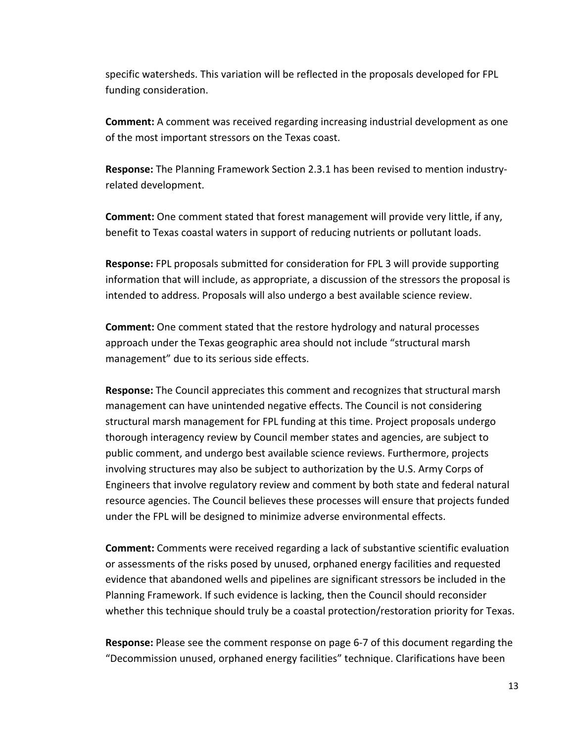specific watersheds. This variation will be reflected in the proposals developed for FPL funding consideration.

**Comment:** A comment was received regarding increasing industrial development as one of the most important stressors on the Texas coast.

**Response:** The Planning Framework Section 2.3.1 has been revised to mention industry-related development.

**Comment:** One comment stated that forest management will provide very little, if any, benefit to Texas coastal waters in support of reducing nutrients or pollutant loads.

**Response:** FPL proposals submitted for consideration for FPL 3 will provide supporting information that will include, as appropriate, a discussion of the stressors the proposal is intended to address. Proposals will also undergo a best available science review.

**Comment:** One comment stated that the restore hydrology and natural processes approach under the Texas geographic area should not include "structural marsh management" due to its serious side effects.

**Response:** The Council appreciates this comment and recognizes that structural marsh management can have unintended negative effects. The Council is not considering structural marsh management for FPL funding at this time. Project proposals undergo thorough interagency review by Council member states and agencies, are subject to public comment, and undergo best available science reviews. Furthermore, projects involving structures may also be subject to authorization by the U.S. Army Corps of Engineers that involve regulatory review and comment by both state and federal natural resource agencies. The Council believes these processes will ensure that projects funded under the FPL will be designed to minimize adverse environmental effects.

**Comment:** Comments were received regarding a lack of substantive scientific evaluation or assessments of the risks posed by unused, orphaned energy facilities and requested evidence that abandoned wells and pipelines are significant stressors be included in the Planning Framework. If such evidence is lacking, then the Council should reconsider whether this technique should truly be a coastal protection/restoration priority for Texas.

**Response:** Please see the comment response on page 6-7 of this document regarding the "Decommission unused, orphaned energy facilities" technique. Clarifications have been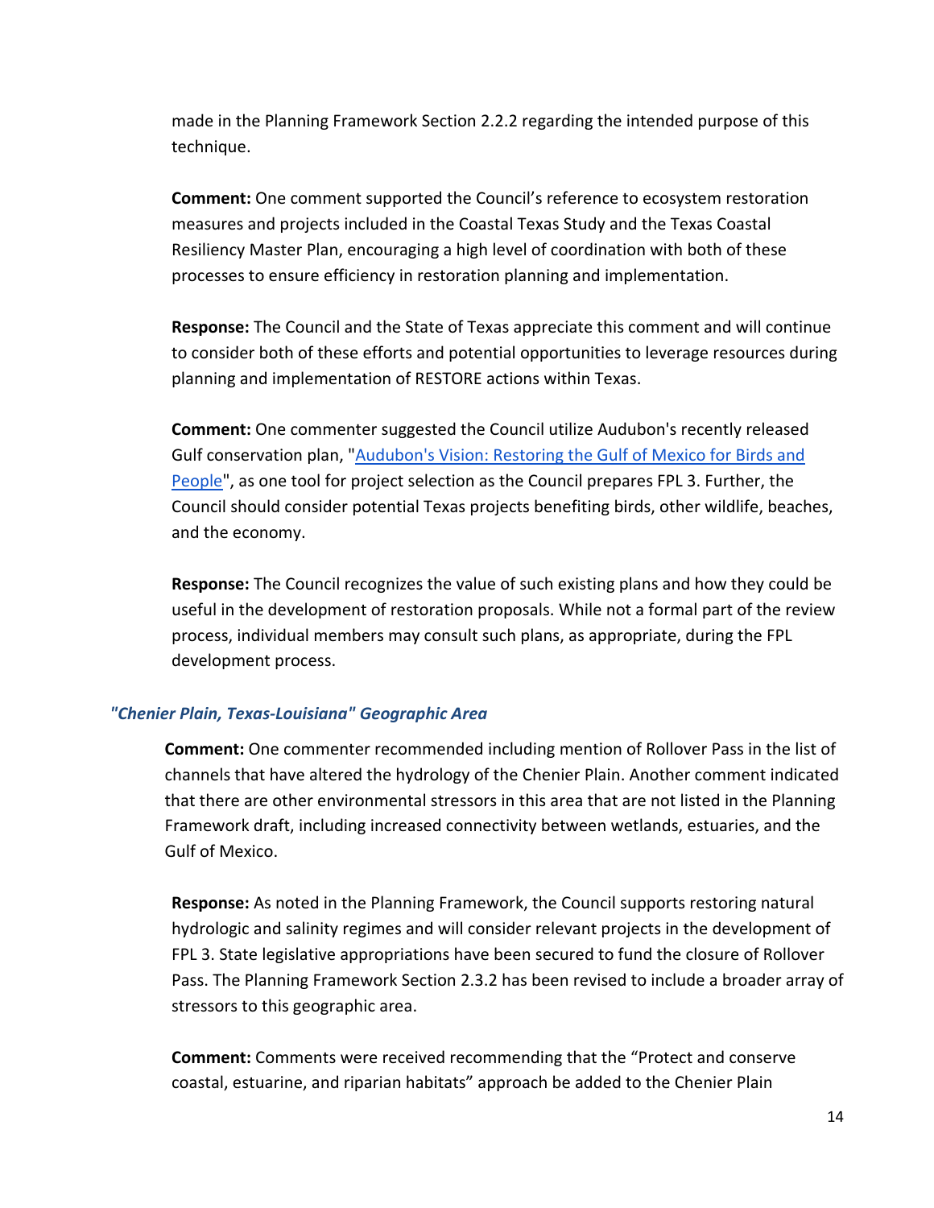made in the Planning Framework Section 2.2.2 regarding the intended purpose of this technique.

**Comment:** One comment supported the Council's reference to ecosystem restoration measures and projects included in the Coastal Texas Study and the Texas Coastal Resiliency Master Plan, encouraging a high level of coordination with both of these processes to ensure efficiency in restoration planning and implementation.

**Response:** The Council and the State of Texas appreciate this comment and will continue to consider both of these efforts and potential opportunities to leverage resources during planning and implementation of RESTORE actions within Texas.

**Comment:** One commenter suggested the Council utilize Audubon's recently released Gulf conservation plan, "Audubon's Vision: Restoring the Gulf of Mexico for Birds and People", as one tool for project selection as the Council prepares FPL 3. Further, the Council should consider potential Texas projects benefiting birds, other wildlife, beaches, and the economy.

**Response:** The Council recognizes the value of such existing plans and how they could be useful in the development of restoration proposals. While not a formal part of the review process, individual members may consult such plans, as appropriate, during the FPL development process.

### *"Chenier Plain, Texas-Louisiana" Geographic Area*

**Comment:** One commenter recommended including mention of Rollover Pass in the list of channels that have altered the hydrology of the Chenier Plain. Another comment indicated that there are other environmental stressors in this area that are not listed in the Planning Framework draft, including increased connectivity between wetlands, estuaries, and the Gulf of Mexico.

**Response:** As noted in the Planning Framework, the Council supports restoring natural hydrologic and salinity regimes and will consider relevant projects in the development of FPL 3. State legislative appropriations have been secured to fund the closure of Rollover Pass. The Planning Framework Section 2.3.2 has been revised to include a broader array of stressors to this geographic area.

**Comment:** Comments were received recommending that the "Protect and conserve coastal, estuarine, and riparian habitats" approach be added to the Chenier Plain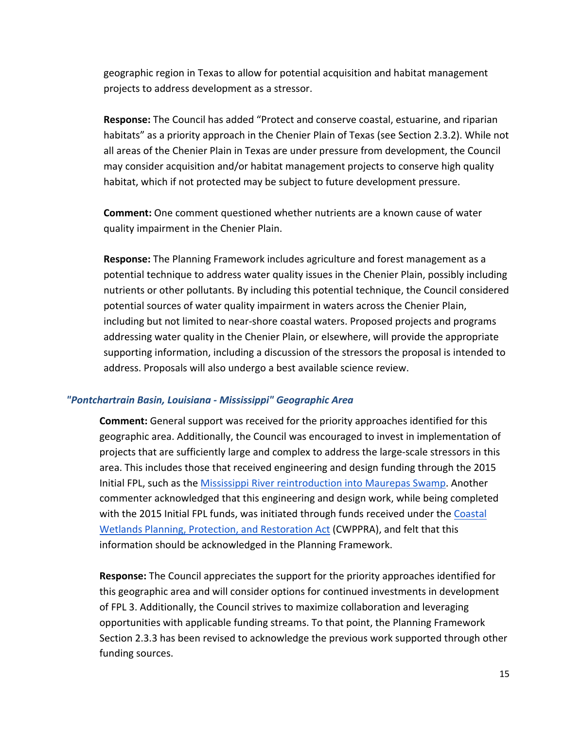geographic region in Texas to allow for potential acquisition and habitat management projects to address development as a stressor.

**Response:** The Council has added "Protect and conserve coastal, estuarine, and riparian habitats" as a priority approach in the Chenier Plain of Texas (see Section 2.3.2). While not all areas of the Chenier Plain in Texas are under pressure from development, the Council may consider acquisition and/or habitat management projects to conserve high quality habitat, which if not protected may be subject to future development pressure.

**Comment:** One comment questioned whether nutrients are a known cause of water quality impairment in the Chenier Plain.

**Response:** The Planning Framework includes agriculture and forest management as a potential technique to address water quality issues in the Chenier Plain, possibly including nutrients or other pollutants. By including this potential technique, the Council considered potential sources of water quality impairment in waters across the Chenier Plain, including but not limited to near-shore coastal waters. Proposed projects and programs addressing water quality in the Chenier Plain, or elsewhere, will provide the appropriate supporting information, including a discussion of the stressors the proposal is intended to address. Proposals will also undergo a best available science review.

### *"Pontchartrain Basin, Louisiana - Mississippi" Geographic Area*

**Comment:** General support was received for the priority approaches identified for this geographic area. Additionally, the Council was encouraged to invest in implementation of projects that are sufficiently large and complex to address the large-scale stressors in this area. This includes those that received engineering and design funding through the 2015 Initial FPL, such as the Mississippi River reintroduction into Maurepas Swamp. Another commenter acknowledged that this engineering and design work, while being completed with the 2015 Initial FPL funds, was initiated through funds received under the Coastal Wetlands Planning, Protection, and Restoration Act (CWPPRA), and felt that this information should be acknowledged in the Planning Framework.

**Response:** The Council appreciates the support for the priority approaches identified for this geographic area and will consider options for continued investments in development of FPL 3. Additionally, the Council strives to maximize collaboration and leveraging opportunities with applicable funding streams. To that point, the Planning Framework Section 2.3.3 has been revised to acknowledge the previous work supported through other funding sources.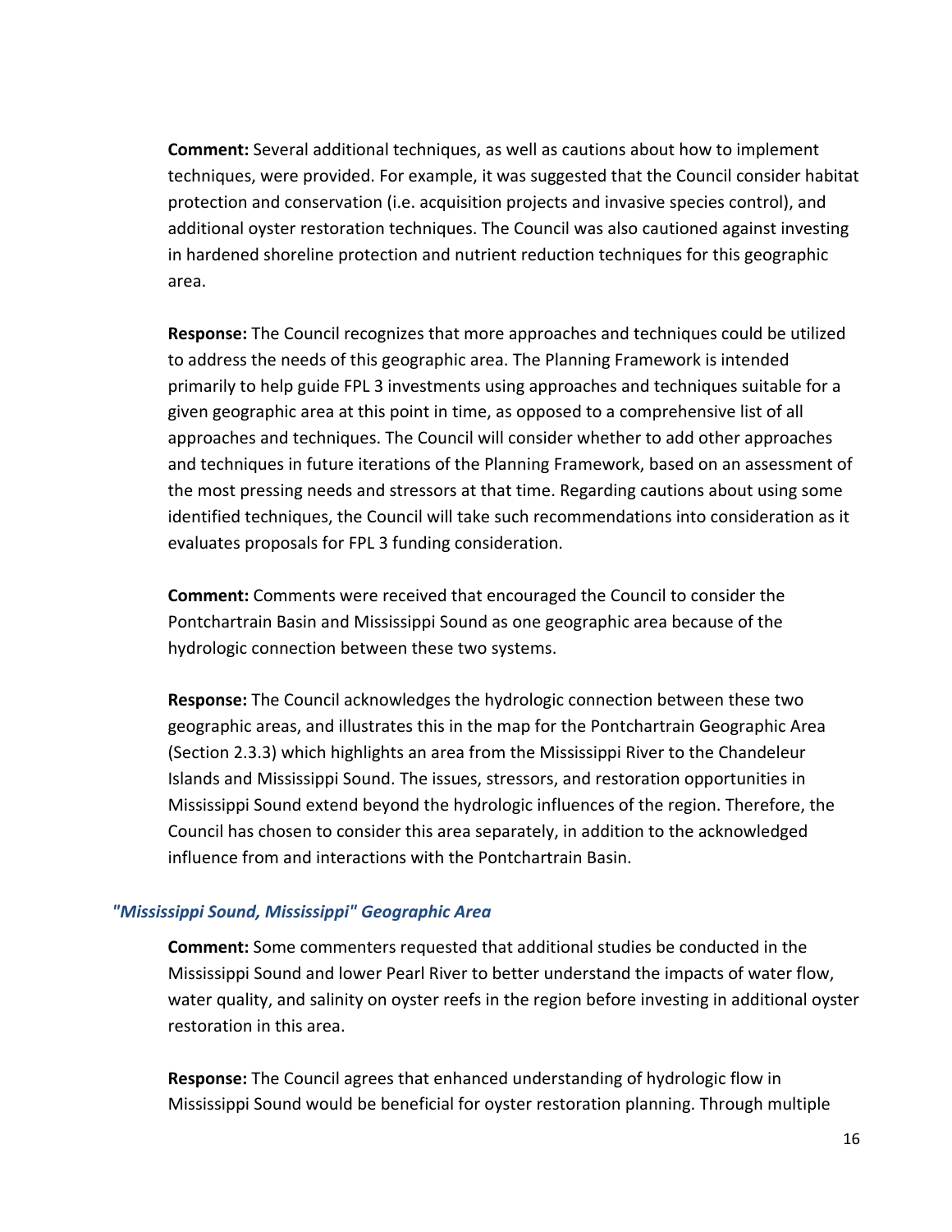**Comment:** Several additional techniques, as well as cautions about how to implement techniques, were provided. For example, it was suggested that the Council consider habitat protection and conservation (i.e. acquisition projects and invasive species control), and additional oyster restoration techniques. The Council was also cautioned against investing in hardened shoreline protection and nutrient reduction techniques for this geographic area.

**Response:** The Council recognizes that more approaches and techniques could be utilized to address the needs of this geographic area. The Planning Framework is intended primarily to help guide FPL 3 investments using approaches and techniques suitable for a given geographic area at this point in time, as opposed to a comprehensive list of all approaches and techniques. The Council will consider whether to add other approaches and techniques in future iterations of the Planning Framework, based on an assessment of the most pressing needs and stressors at that time. Regarding cautions about using some identified techniques, the Council will take such recommendations into consideration as it evaluates proposals for FPL 3 funding consideration.

**Comment:** Comments were received that encouraged the Council to consider the Pontchartrain Basin and Mississippi Sound as one geographic area because of the hydrologic connection between these two systems.

**Response:** The Council acknowledges the hydrologic connection between these two geographic areas, and illustrates this in the map for the Pontchartrain Geographic Area (Section 2.3.3) which highlights an area from the Mississippi River to the Chandeleur Islands and Mississippi Sound. The issues, stressors, and restoration opportunities in Mississippi Sound extend beyond the hydrologic influences of the region. Therefore, the Council has chosen to consider this area separately, in addition to the acknowledged influence from and interactions with the Pontchartrain Basin.

### *"Mississippi Sound, Mississippi" Geographic Area*

**Comment:** Some commenters requested that additional studies be conducted in the Mississippi Sound and lower Pearl River to better understand the impacts of water flow, water quality, and salinity on oyster reefs in the region before investing in additional oyster restoration in this area.

**Response:** The Council agrees that enhanced understanding of hydrologic flow in Mississippi Sound would be beneficial for oyster restoration planning. Through multiple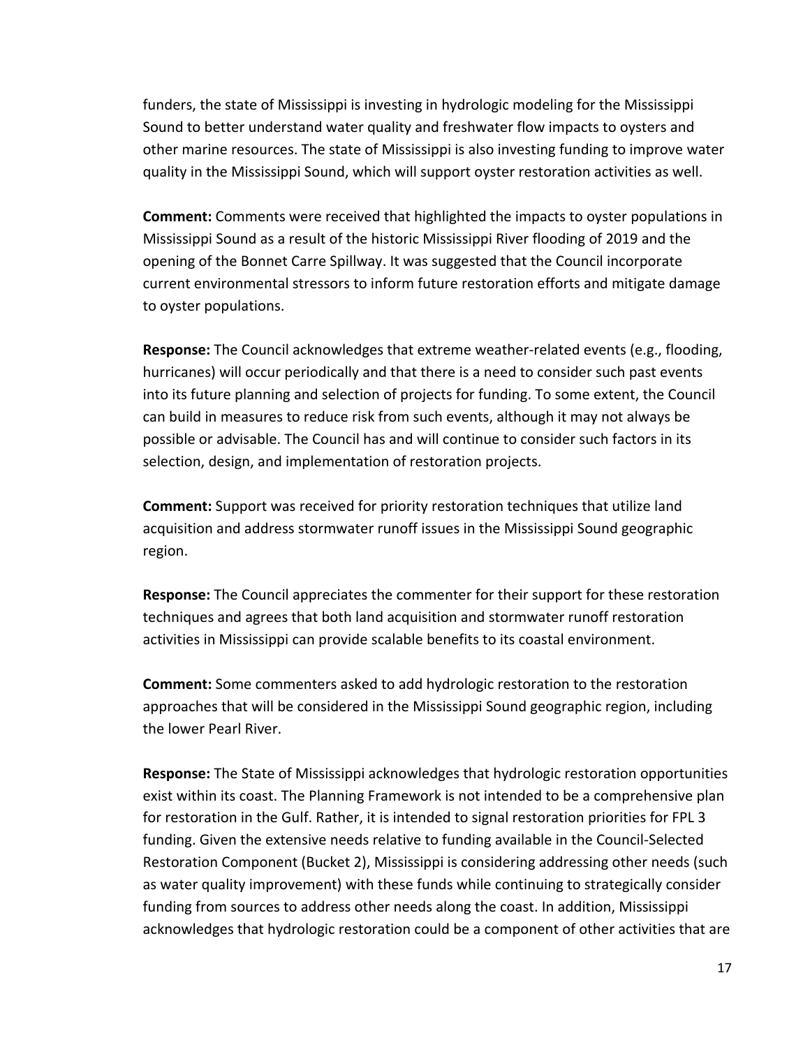funders, the state of Mississippi is investing in hydrologic modeling for the Mississippi Sound to better understand water quality and freshwater flow impacts to oysters and other marine resources. The state of Mississippi is also investing funding to improve water quality in the Mississippi Sound, which will support oyster restoration activities as well.

**Comment:** Comments were received that highlighted the impacts to oyster populations in Mississippi Sound as a result of the historic Mississippi River flooding of 2019 and the opening of the Bonnet Carre Spillway. It was suggested that the Council incorporate current environmental stressors to inform future restoration efforts and mitigate damage to oyster populations.

**Response:** The Council acknowledges that extreme weather-related events (e.g., flooding, hurricanes) will occur periodically and that there is a need to consider such past events into its future planning and selection of projects for funding. To some extent, the Council can build in measures to reduce risk from such events, although it may not always be possible or advisable. The Council has and will continue to consider such factors in its selection, design, and implementation of restoration projects.

**Comment:** Support was received for priority restoration techniques that utilize land acquisition and address stormwater runoff issues in the Mississippi Sound geographic region.

**Response:** The Council appreciates the commenter for their support for these restoration techniques and agrees that both land acquisition and stormwater runoff restoration activities in Mississippi can provide scalable benefits to its coastal environment.

**Comment:** Some commenters asked to add hydrologic restoration to the restoration approaches that will be considered in the Mississippi Sound geographic region, including the lower Pearl River.

**Response:** The State of Mississippi acknowledges that hydrologic restoration opportunities exist within its coast. The Planning Framework is not intended to be a comprehensive plan for restoration in the Gulf. Rather, it is intended to signal restoration priorities for FPL 3 funding. Given the extensive needs relative to funding available in the Council-Selected Restoration Component (Bucket 2), Mississippi is considering addressing other needs (such as water quality improvement) with these funds while continuing to strategically consider funding from sources to address other needs along the coast. In addition, Mississippi acknowledges that hydrologic restoration could be a component of other activities that are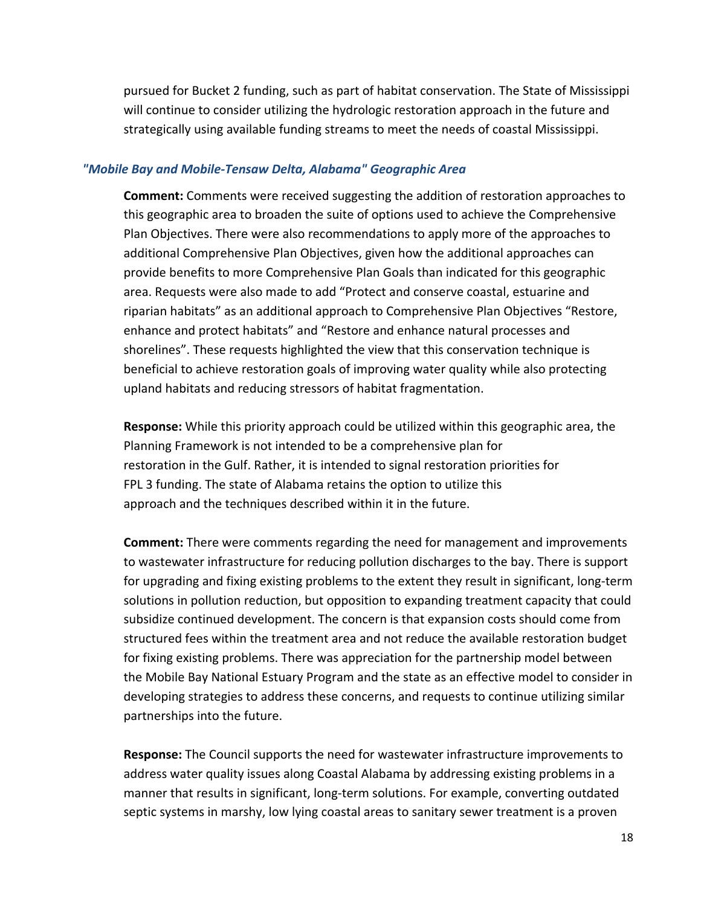pursued for Bucket 2 funding, such as part of habitat conservation. The State of Mississippi will continue to consider utilizing the hydrologic restoration approach in the future and strategically using available funding streams to meet the needs of coastal Mississippi.

### *"Mobile Bay and Mobile-Tensaw Delta, Alabama" Geographic Area*

**Comment:** Comments were received suggesting the addition of restoration approaches to this geographic area to broaden the suite of options used to achieve the Comprehensive Plan Objectives. There were also recommendations to apply more of the approaches to additional Comprehensive Plan Objectives, given how the additional approaches can provide benefits to more Comprehensive Plan Goals than indicated for this geographic area. Requests were also made to add "Protect and conserve coastal, estuarine and riparian habitats" as an additional approach to Comprehensive Plan Objectives "Restore, enhance and protect habitats" and "Restore and enhance natural processes and shorelines". These requests highlighted the view that this conservation technique is beneficial to achieve restoration goals of improving water quality while also protecting upland habitats and reducing stressors of habitat fragmentation.

**Response:** While this priority approach could be utilized within this geographic area, the Planning Framework is not intended to be a comprehensive plan for restoration in the Gulf. Rather, it is intended to signal restoration priorities for FPL 3 funding. The state of Alabama retains the option to utilize this approach and the techniques described within it in the future.

**Comment:** There were comments regarding the need for management and improvements to wastewater infrastructure for reducing pollution discharges to the bay. There is support for upgrading and fixing existing problems to the extent they result in significant, long-term solutions in pollution reduction, but opposition to expanding treatment capacity that could subsidize continued development. The concern is that expansion costs should come from structured fees within the treatment area and not reduce the available restoration budget for fixing existing problems. There was appreciation for the partnership model between the Mobile Bay National Estuary Program and the state as an effective model to consider in developing strategies to address these concerns, and requests to continue utilizing similar partnerships into the future.

**Response:** The Council supports the need for wastewater infrastructure improvements to address water quality issues along Coastal Alabama by addressing existing problems in a manner that results in significant, long-term solutions. For example, converting outdated septic systems in marshy, low lying coastal areas to sanitary sewer treatment is a proven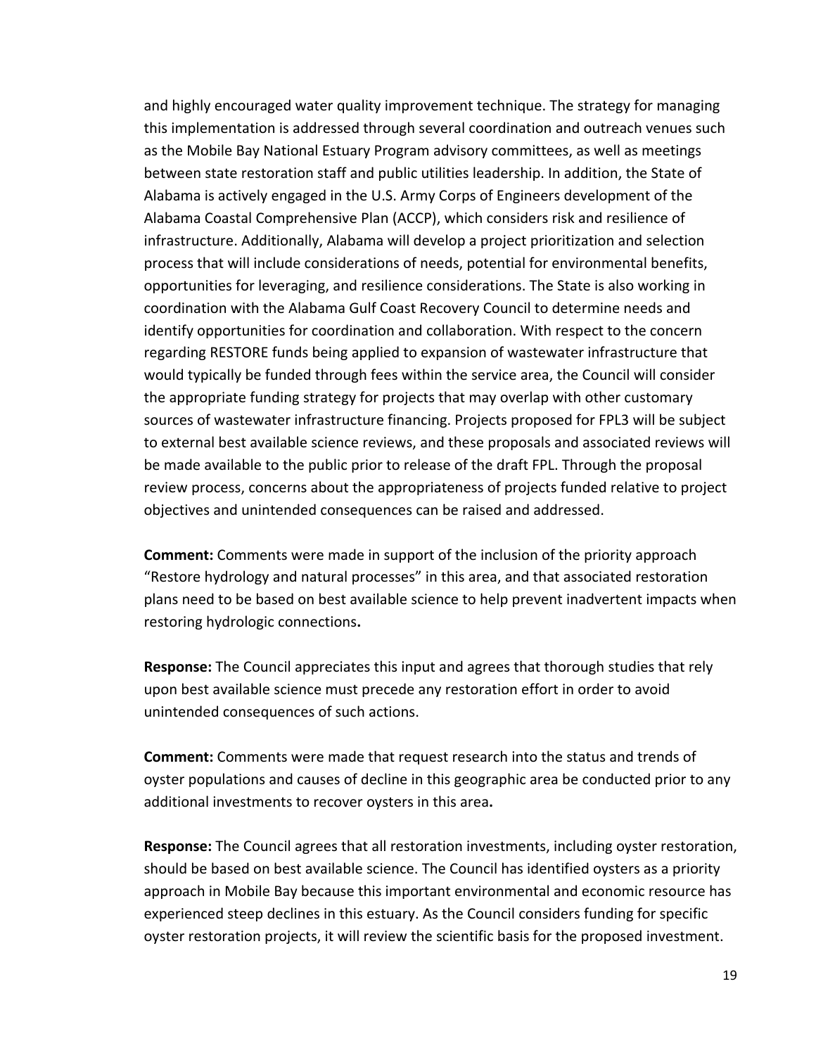and highly encouraged water quality improvement technique. The strategy for managing this implementation is addressed through several coordination and outreach venues such as the Mobile Bay National Estuary Program advisory committees, as well as meetings between state restoration staff and public utilities leadership. In addition, the State of Alabama is actively engaged in the U.S. Army Corps of Engineers development of the Alabama Coastal Comprehensive Plan (ACCP), which considers risk and resilience of infrastructure. Additionally, Alabama will develop a project prioritization and selection process that will include considerations of needs, potential for environmental benefits, opportunities for leveraging, and resilience considerations. The State is also working in coordination with the Alabama Gulf Coast Recovery Council to determine needs and identify opportunities for coordination and collaboration. With respect to the concern regarding RESTORE funds being applied to expansion of wastewater infrastructure that would typically be funded through fees within the service area, the Council will consider the appropriate funding strategy for projects that may overlap with other customary sources of wastewater infrastructure financing. Projects proposed for FPL3 will be subject to external best available science reviews, and these proposals and associated reviews will be made available to the public prior to release of the draft FPL. Through the proposal review process, concerns about the appropriateness of projects funded relative to project objectives and unintended consequences can be raised and addressed.

**Comment:** Comments were made in support of the inclusion of the priority approach "Restore hydrology and natural processes" in this area, and that associated restoration plans need to be based on best available science to help prevent inadvertent impacts when restoring hydrologic connections**.**

**Response:** The Council appreciates this input and agrees that thorough studies that rely upon best available science must precede any restoration effort in order to avoid unintended consequences of such actions.

**Comment:** Comments were made that request research into the status and trends of oyster populations and causes of decline in this geographic area be conducted prior to any additional investments to recover oysters in this area**.**

**Response:** The Council agrees that all restoration investments, including oyster restoration, should be based on best available science. The Council has identified oysters as a priority approach in Mobile Bay because this important environmental and economic resource has experienced steep declines in this estuary. As the Council considers funding for specific oyster restoration projects, it will review the scientific basis for the proposed investment.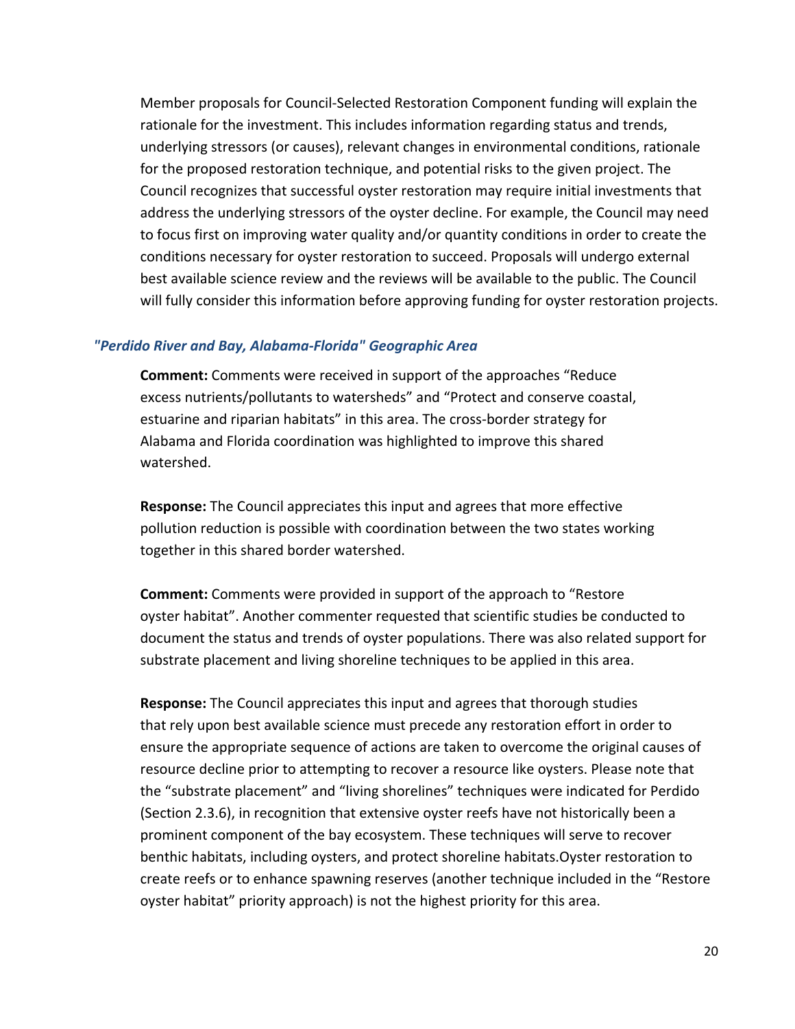Member proposals for Council-Selected Restoration Component funding will explain the rationale for the investment. This includes information regarding status and trends, underlying stressors (or causes), relevant changes in environmental conditions, rationale for the proposed restoration technique, and potential risks to the given project. The Council recognizes that successful oyster restoration may require initial investments that address the underlying stressors of the oyster decline. For example, the Council may need to focus first on improving water quality and/or quantity conditions in order to create the conditions necessary for oyster restoration to succeed. Proposals will undergo external best available science review and the reviews will be available to the public. The Council will fully consider this information before approving funding for oyster restoration projects.

### *"Perdido River and Bay, Alabama-Florida" Geographic Area*

**Comment:** Comments were received in support of the approaches "Reduce excess nutrients/pollutants to watersheds" and "Protect and conserve coastal, estuarine and riparian habitats" in this area. The cross-border strategy for Alabama and Florida coordination was highlighted to improve this shared watershed.

**Response:** The Council appreciates this input and agrees that more effective pollution reduction is possible with coordination between the two states working together in this shared border watershed.

**Comment:** Comments were provided in support of the approach to "Restore oyster habitat". Another commenter requested that scientific studies be conducted to document the status and trends of oyster populations. There was also related support for substrate placement and living shoreline techniques to be applied in this area.

**Response:** The Council appreciates this input and agrees that thorough studies that rely upon best available science must precede any restoration effort in order to ensure the appropriate sequence of actions are taken to overcome the original causes of resource decline prior to attempting to recover a resource like oysters. Please note that the "substrate placement" and "living shorelines" techniques were indicated for Perdido (Section 2.3.6), in recognition that extensive oyster reefs have not historically been a prominent component of the bay ecosystem. These techniques will serve to recover benthic habitats, including oysters, and protect shoreline habitats.Oyster restoration to create reefs or to enhance spawning reserves (another technique included in the "Restore oyster habitat" priority approach) is not the highest priority for this area.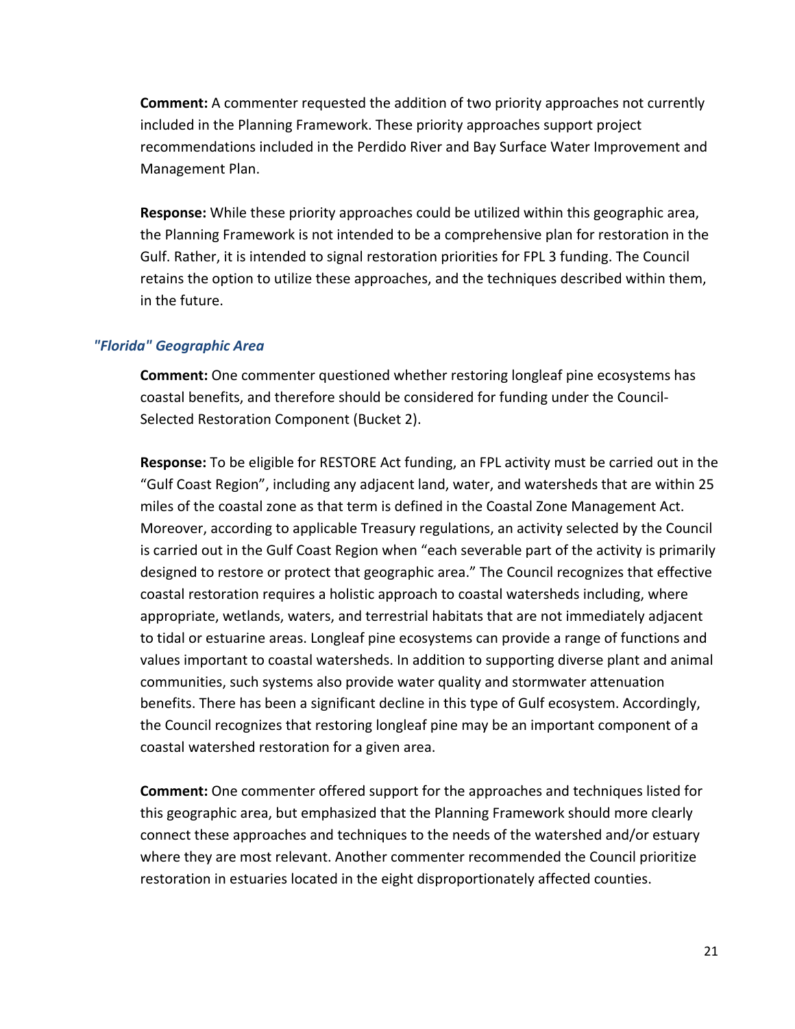**Comment:** A commenter requested the addition of two priority approaches not currently included in the Planning Framework. These priority approaches support project recommendations included in the Perdido River and Bay Surface Water Improvement and Management Plan.

**Response:** While these priority approaches could be utilized within this geographic area, the Planning Framework is not intended to be a comprehensive plan for restoration in the Gulf. Rather, it is intended to signal restoration priorities for FPL 3 funding. The Council retains the option to utilize these approaches, and the techniques described within them, in the future.

### *"Florida" Geographic Area*

**Comment:** One commenter questioned whether restoring longleaf pine ecosystems has coastal benefits, and therefore should be considered for funding under the Council-Selected Restoration Component (Bucket 2).

**Response:** To be eligible for RESTORE Act funding, an FPL activity must be carried out in the "Gulf Coast Region", including any adjacent land, water, and watersheds that are within 25 miles of the coastal zone as that term is defined in the Coastal Zone Management Act. Moreover, according to applicable Treasury regulations, an activity selected by the Council is carried out in the Gulf Coast Region when "each severable part of the activity is primarily designed to restore or protect that geographic area." The Council recognizes that effective coastal restoration requires a holistic approach to coastal watersheds including, where appropriate, wetlands, waters, and terrestrial habitats that are not immediately adjacent to tidal or estuarine areas. Longleaf pine ecosystems can provide a range of functions and values important to coastal watersheds. In addition to supporting diverse plant and animal communities, such systems also provide water quality and stormwater attenuation benefits. There has been a significant decline in this type of Gulf ecosystem. Accordingly, the Council recognizes that restoring longleaf pine may be an important component of a coastal watershed restoration for a given area.

**Comment:** One commenter offered support for the approaches and techniques listed for this geographic area, but emphasized that the Planning Framework should more clearly connect these approaches and techniques to the needs of the watershed and/or estuary where they are most relevant. Another commenter recommended the Council prioritize restoration in estuaries located in the eight disproportionately affected counties.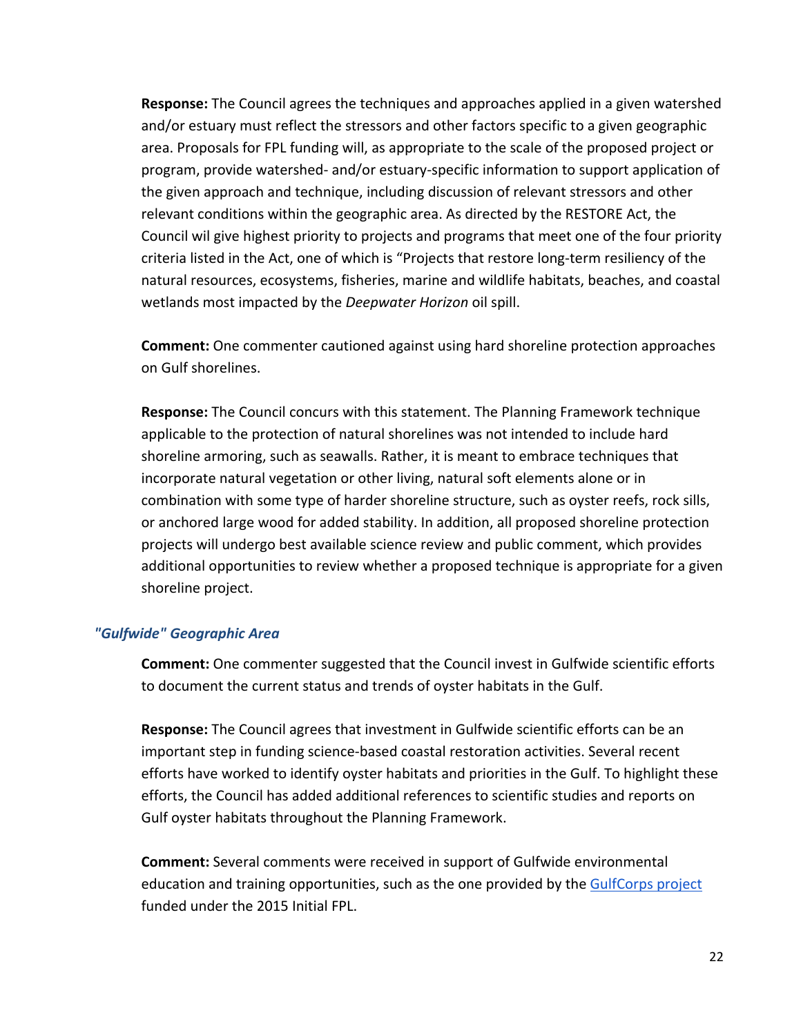**Response:** The Council agrees the techniques and approaches applied in a given watershed and/or estuary must reflect the stressors and other factors specific to a given geographic area. Proposals for FPL funding will, as appropriate to the scale of the proposed project or program, provide watershed- and/or estuary-specific information to support application of the given approach and technique, including discussion of relevant stressors and other relevant conditions within the geographic area. As directed by the RESTORE Act, the Council wil give highest priority to projects and programs that meet one of the four priority criteria listed in the Act, one of which is “Projects that restore long-term resiliency of the natural resources, ecosystems, fisheries, marine and wildlife habitats, beaches, and coastal wetlands most impacted by the *Deepwater Horizon* oil spill.

**Comment:** One commenter cautioned against using hard shoreline protection approaches on Gulf shorelines.

**Response:** The Council concurs with this statement. The Planning Framework technique applicable to the protection of natural shorelines was not intended to include hard shoreline armoring, such as seawalls. Rather, it is meant to embrace techniques that incorporate natural vegetation or other living, natural soft elements alone or in combination with some type of harder shoreline structure, such as oyster reefs, rock sills, or anchored large wood for added stability. In addition, all proposed shoreline protection projects will undergo best available science review and public comment, which provides additional opportunities to review whether a proposed technique is appropriate for a given shoreline project.

### *"Gulfwide" Geographic Area*

**Comment:** One commenter suggested that the Council invest in Gulfwide scientific efforts to document the current status and trends of oyster habitats in the Gulf.

**Response:** The Council agrees that investment in Gulfwide scientific efforts can be an important step in funding science-based coastal restoration activities. Several recent efforts have worked to identify oyster habitats and priorities in the Gulf. To highlight these efforts, the Council has added additional references to scientific studies and reports on Gulf oyster habitats throughout the Planning Framework.

**Comment:** Several comments were received in support of Gulfwide environmental education and training opportunities, such as the one provided by the GulfCorps project funded under the 2015 Initial FPL.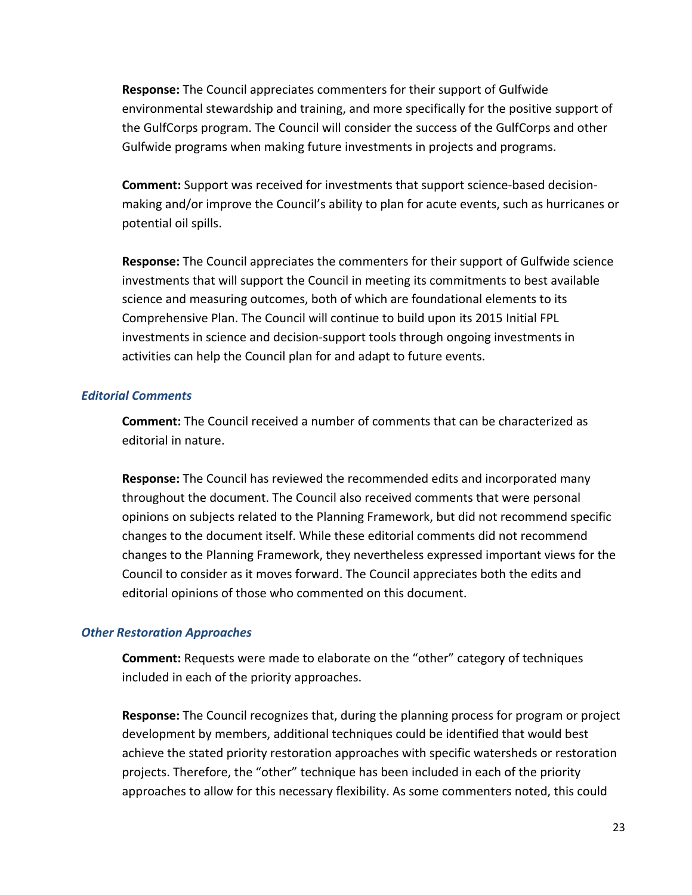**Response:** The Council appreciates commenters for their support of Gulfwide environmental stewardship and training, and more specifically for the positive support of the GulfCorps program. The Council will consider the success of the GulfCorps and other Gulfwide programs when making future investments in projects and programs.

**Comment:** Support was received for investments that support science-based decision-making and/or improve the Council's ability to plan for acute events, such as hurricanes or potential oil spills.

**Response:** The Council appreciates the commenters for their support of Gulfwide science investments that will support the Council in meeting its commitments to best available science and measuring outcomes, both of which are foundational elements to its Comprehensive Plan. The Council will continue to build upon its 2015 Initial FPL investments in science and decision-support tools through ongoing investments in activities can help the Council plan for and adapt to future events.

### *Editorial Comments*

**Comment:** The Council received a number of comments that can be characterized as editorial in nature.

**Response:** The Council has reviewed the recommended edits and incorporated many throughout the document. The Council also received comments that were personal opinions on subjects related to the Planning Framework, but did not recommend specific changes to the document itself. While these editorial comments did not recommend changes to the Planning Framework, they nevertheless expressed important views for the Council to consider as it moves forward. The Council appreciates both the edits and editorial opinions of those who commented on this document.

### *Other Restoration Approaches*

**Comment:** Requests were made to elaborate on the "other" category of techniques included in each of the priority approaches.

**Response:** The Council recognizes that, during the planning process for program or project development by members, additional techniques could be identified that would best achieve the stated priority restoration approaches with specific watersheds or restoration projects. Therefore, the "other" technique has been included in each of the priority approaches to allow for this necessary flexibility. As some commenters noted, this could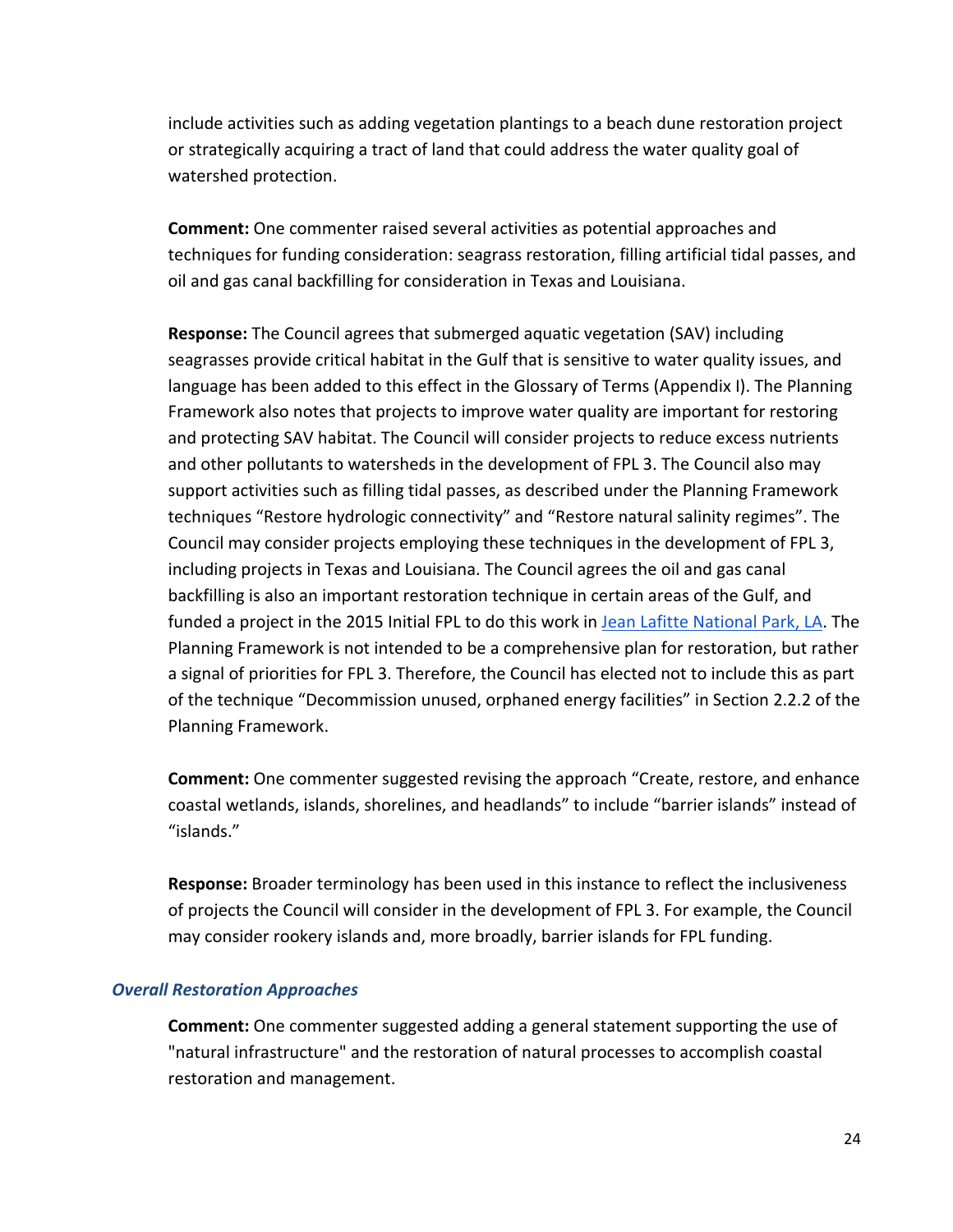include activities such as adding vegetation plantings to a beach dune restoration project or strategically acquiring a tract of land that could address the water quality goal of watershed protection.

**Comment:** One commenter raised several activities as potential approaches and techniques for funding consideration: seagrass restoration, filling artificial tidal passes, and oil and gas canal backfilling for consideration in Texas and Louisiana.

**Response:** The Council agrees that submerged aquatic vegetation (SAV) including seagrasses provide critical habitat in the Gulf that is sensitive to water quality issues, and language has been added to this effect in the Glossary of Terms (Appendix I). The Planning Framework also notes that projects to improve water quality are important for restoring and protecting SAV habitat. The Council will consider projects to reduce excess nutrients and other pollutants to watersheds in the development of FPL 3. The Council also may support activities such as filling tidal passes, as described under the Planning Framework techniques "Restore hydrologic connectivity" and "Restore natural salinity regimes". The Council may consider projects employing these techniques in the development of FPL 3, including projects in Texas and Louisiana. The Council agrees the oil and gas canal backfilling is also an important restoration technique in certain areas of the Gulf, and funded a project in the 2015 Initial FPL to do this work in [Jean Lafitte National Park, LA](). The Planning Framework is not intended to be a comprehensive plan for restoration, but rather a signal of priorities for FPL 3. Therefore, the Council has elected not to include this as part of the technique "Decommission unused, orphaned energy facilities" in Section 2.2.2 of the Planning Framework.

**Comment:** One commenter suggested revising the approach "Create, restore, and enhance coastal wetlands, islands, shorelines, and headlands" to include "barrier islands" instead of "islands."

**Response:** Broader terminology has been used in this instance to reflect the inclusiveness of projects the Council will consider in the development of FPL 3. For example, the Council may consider rookery islands and, more broadly, barrier islands for FPL funding.

### *Overall Restoration Approaches*

**Comment:** One commenter suggested adding a general statement supporting the use of "natural infrastructure" and the restoration of natural processes to accomplish coastal restoration and management.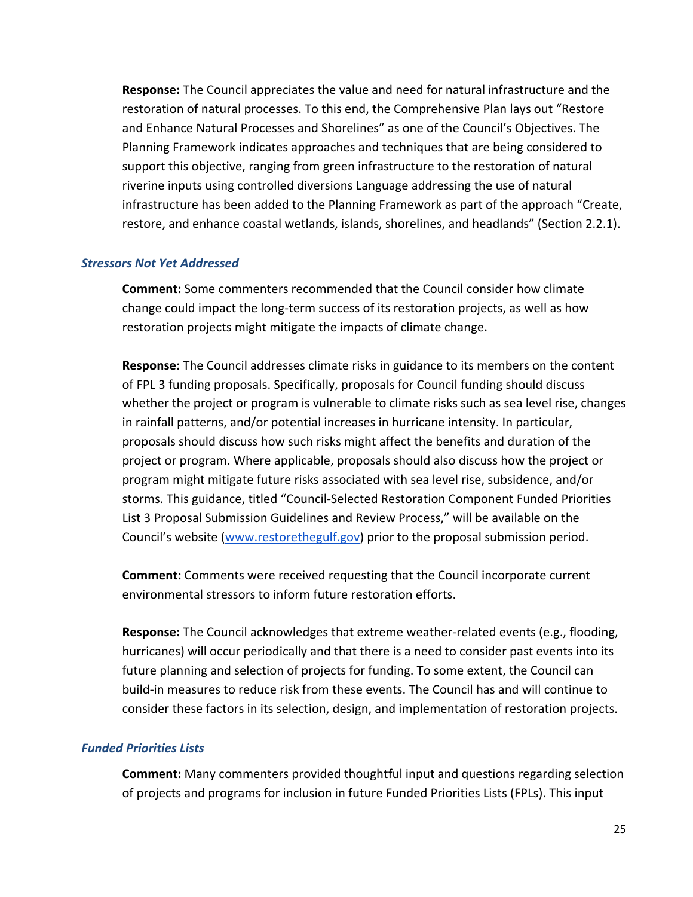**Response:** The Council appreciates the value and need for natural infrastructure and the restoration of natural processes. To this end, the Comprehensive Plan lays out "Restore and Enhance Natural Processes and Shorelines" as one of the Council's Objectives. The Planning Framework indicates approaches and techniques that are being considered to support this objective, ranging from green infrastructure to the restoration of natural riverine inputs using controlled diversions Language addressing the use of natural infrastructure has been added to the Planning Framework as part of the approach "Create, restore, and enhance coastal wetlands, islands, shorelines, and headlands" (Section 2.2.1).

### *Stressors Not Yet Addressed*

**Comment:** Some commenters recommended that the Council consider how climate change could impact the long-term success of its restoration projects, as well as how restoration projects might mitigate the impacts of climate change.

**Response:** The Council addresses climate risks in guidance to its members on the content of FPL 3 funding proposals. Specifically, proposals for Council funding should discuss whether the project or program is vulnerable to climate risks such as sea level rise, changes in rainfall patterns, and/or potential increases in hurricane intensity. In particular, proposals should discuss how such risks might affect the benefits and duration of the project or program. Where applicable, proposals should also discuss how the project or program might mitigate future risks associated with sea level rise, subsidence, and/or storms. This guidance, titled "Council-Selected Restoration Component Funded Priorities List 3 Proposal Submission Guidelines and Review Process," will be available on the Council's website ([www.restorethegulf.gov](www.restorethegulf.gov)) prior to the proposal submission period.

**Comment:** Comments were received requesting that the Council incorporate current environmental stressors to inform future restoration efforts.

**Response:** The Council acknowledges that extreme weather-related events (e.g., flooding, hurricanes) will occur periodically and that there is a need to consider past events into its future planning and selection of projects for funding. To some extent, the Council can build-in measures to reduce risk from these events. The Council has and will continue to consider these factors in its selection, design, and implementation of restoration projects.

### *Funded Priorities Lists*

**Comment:** Many commenters provided thoughtful input and questions regarding selection of projects and programs for inclusion in future Funded Priorities Lists (FPLs). This input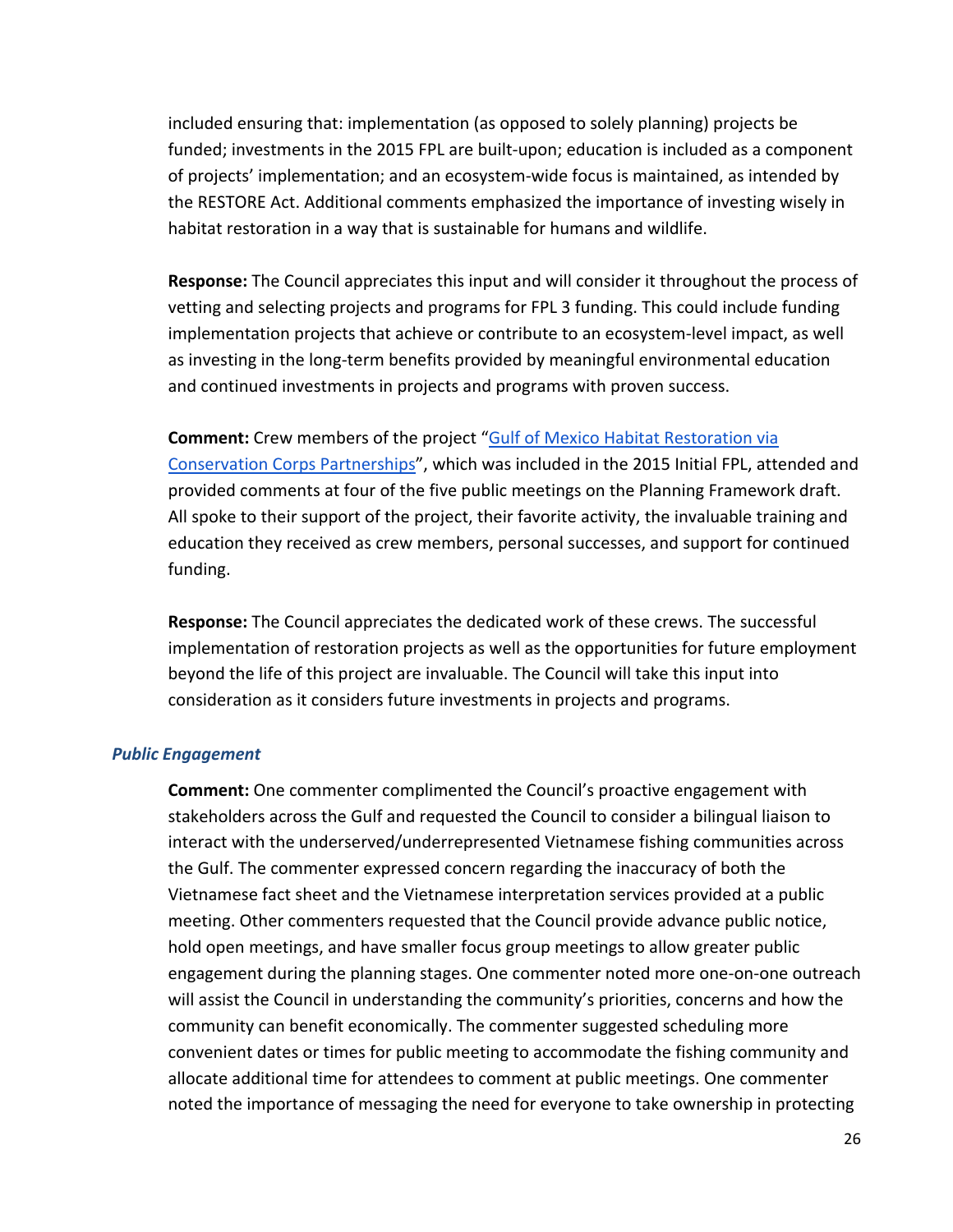included ensuring that: implementation (as opposed to solely planning) projects be funded; investments in the 2015 FPL are built-upon; education is included as a component of projects' implementation; and an ecosystem-wide focus is maintained, as intended by the RESTORE Act. Additional comments emphasized the importance of investing wisely in habitat restoration in a way that is sustainable for humans and wildlife.

**Response:** The Council appreciates this input and will consider it throughout the process of vetting and selecting projects and programs for FPL 3 funding. This could include funding implementation projects that achieve or contribute to an ecosystem-level impact, as well as investing in the long-term benefits provided by meaningful environmental education and continued investments in projects and programs with proven success.

**Comment:** Crew members of the project "[Gulf of Mexico Habitat Restoration via Conservation Corps Partnerships]", which was included in the 2015 Initial FPL, attended and provided comments at four of the five public meetings on the Planning Framework draft. All spoke to their support of the project, their favorite activity, the invaluable training and education they received as crew members, personal successes, and support for continued funding.

**Response:** The Council appreciates the dedicated work of these crews. The successful implementation of restoration projects as well as the opportunities for future employment beyond the life of this project are invaluable. The Council will take this input into consideration as it considers future investments in projects and programs.

### *Public Engagement*

**Comment:** One commenter complimented the Council's proactive engagement with stakeholders across the Gulf and requested the Council to consider a bilingual liaison to interact with the underserved/underrepresented Vietnamese fishing communities across the Gulf. The commenter expressed concern regarding the inaccuracy of both the Vietnamese fact sheet and the Vietnamese interpretation services provided at a public meeting. Other commenters requested that the Council provide advance public notice, hold open meetings, and have smaller focus group meetings to allow greater public engagement during the planning stages. One commenter noted more one-on-one outreach will assist the Council in understanding the community's priorities, concerns and how the community can benefit economically. The commenter suggested scheduling more convenient dates or times for public meeting to accommodate the fishing community and allocate additional time for attendees to comment at public meetings. One commenter noted the importance of messaging the need for everyone to take ownership in protecting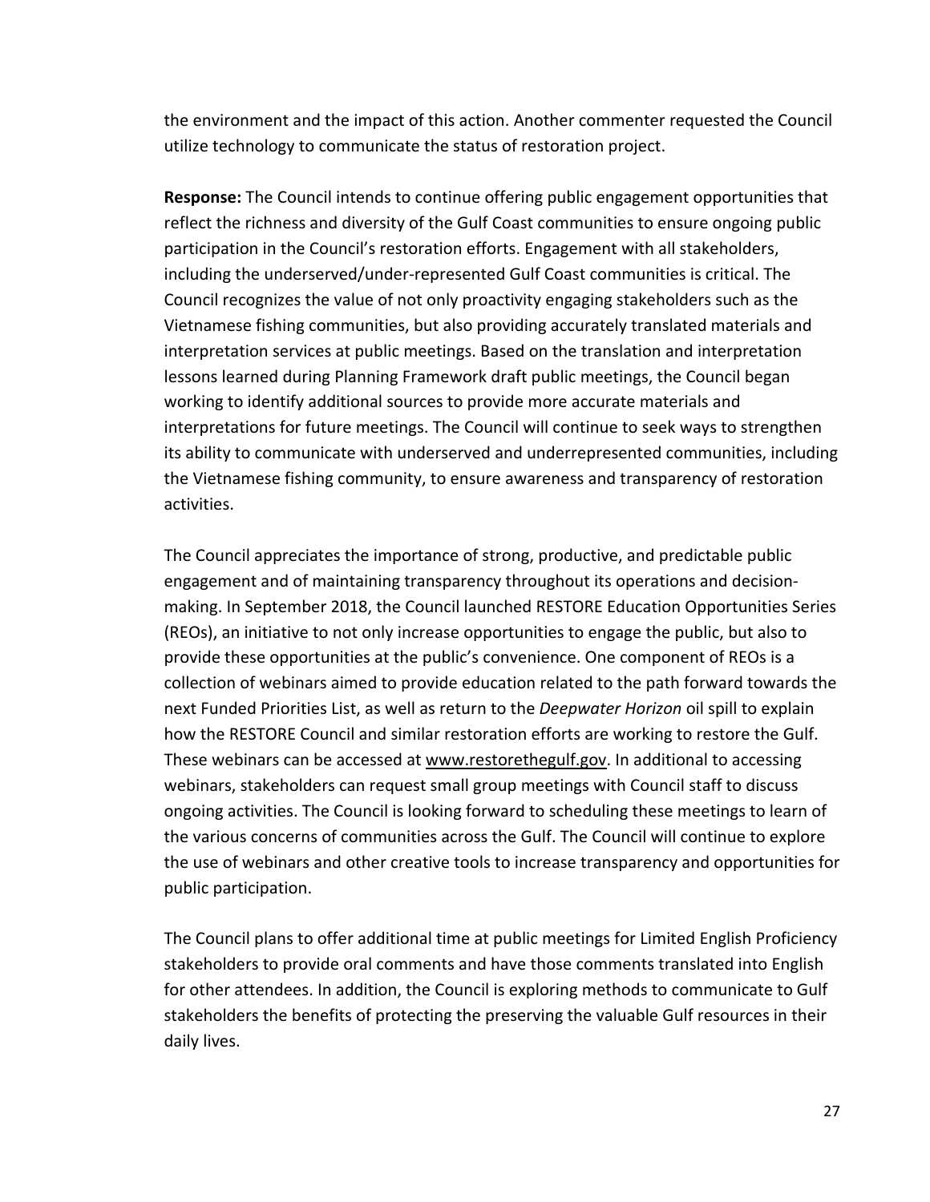the environment and the impact of this action. Another commenter requested the Council utilize technology to communicate the status of restoration project.

**Response:** The Council intends to continue offering public engagement opportunities that reflect the richness and diversity of the Gulf Coast communities to ensure ongoing public participation in the Council's restoration efforts. Engagement with all stakeholders, including the underserved/under-represented Gulf Coast communities is critical. The Council recognizes the value of not only proactivity engaging stakeholders such as the Vietnamese fishing communities, but also providing accurately translated materials and interpretation services at public meetings. Based on the translation and interpretation lessons learned during Planning Framework draft public meetings, the Council began working to identify additional sources to provide more accurate materials and interpretations for future meetings. The Council will continue to seek ways to strengthen its ability to communicate with underserved and underrepresented communities, including the Vietnamese fishing community, to ensure awareness and transparency of restoration activities.

The Council appreciates the importance of strong, productive, and predictable public engagement and of maintaining transparency throughout its operations and decision-making. In September 2018, the Council launched RESTORE Education Opportunities Series (REOs), an initiative to not only increase opportunities to engage the public, but also to provide these opportunities at the public's convenience. One component of REOs is a collection of webinars aimed to provide education related to the path forward towards the next Funded Priorities List, as well as return to the *Deepwater Horizon* oil spill to explain how the RESTORE Council and similar restoration efforts are working to restore the Gulf. These webinars can be accessed at www.restorethegulf.gov. In additional to accessing webinars, stakeholders can request small group meetings with Council staff to discuss ongoing activities. The Council is looking forward to scheduling these meetings to learn of the various concerns of communities across the Gulf. The Council will continue to explore the use of webinars and other creative tools to increase transparency and opportunities for public participation.

The Council plans to offer additional time at public meetings for Limited English Proficiency stakeholders to provide oral comments and have those comments translated into English for other attendees. In addition, the Council is exploring methods to communicate to Gulf stakeholders the benefits of protecting the preserving the valuable Gulf resources in their daily lives.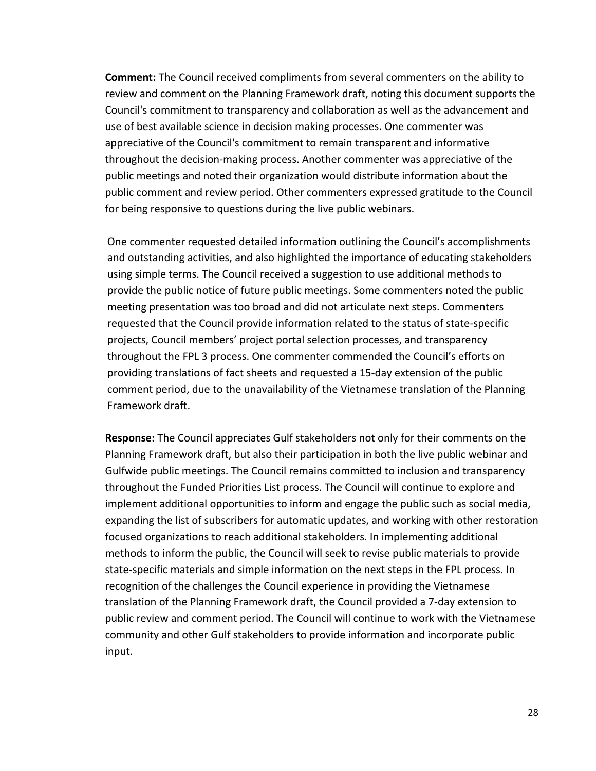**Comment:** The Council received compliments from several commenters on the ability to review and comment on the Planning Framework draft, noting this document supports the Council's commitment to transparency and collaboration as well as the advancement and use of best available science in decision making processes. One commenter was appreciative of the Council's commitment to remain transparent and informative throughout the decision-making process. Another commenter was appreciative of the public meetings and noted their organization would distribute information about the public comment and review period. Other commenters expressed gratitude to the Council for being responsive to questions during the live public webinars.

One commenter requested detailed information outlining the Council's accomplishments and outstanding activities, and also highlighted the importance of educating stakeholders using simple terms. The Council received a suggestion to use additional methods to provide the public notice of future public meetings. Some commenters noted the public meeting presentation was too broad and did not articulate next steps. Commenters requested that the Council provide information related to the status of state-specific projects, Council members' project portal selection processes, and transparency throughout the FPL 3 process. One commenter commended the Council's efforts on providing translations of fact sheets and requested a 15-day extension of the public comment period, due to the unavailability of the Vietnamese translation of the Planning Framework draft.

**Response:** The Council appreciates Gulf stakeholders not only for their comments on the Planning Framework draft, but also their participation in both the live public webinar and Gulfwide public meetings. The Council remains committed to inclusion and transparency throughout the Funded Priorities List process. The Council will continue to explore and implement additional opportunities to inform and engage the public such as social media, expanding the list of subscribers for automatic updates, and working with other restoration focused organizations to reach additional stakeholders. In implementing additional methods to inform the public, the Council will seek to revise public materials to provide state-specific materials and simple information on the next steps in the FPL process. In recognition of the challenges the Council experience in providing the Vietnamese translation of the Planning Framework draft, the Council provided a 7-day extension to public review and comment period. The Council will continue to work with the Vietnamese community and other Gulf stakeholders to provide information and incorporate public input.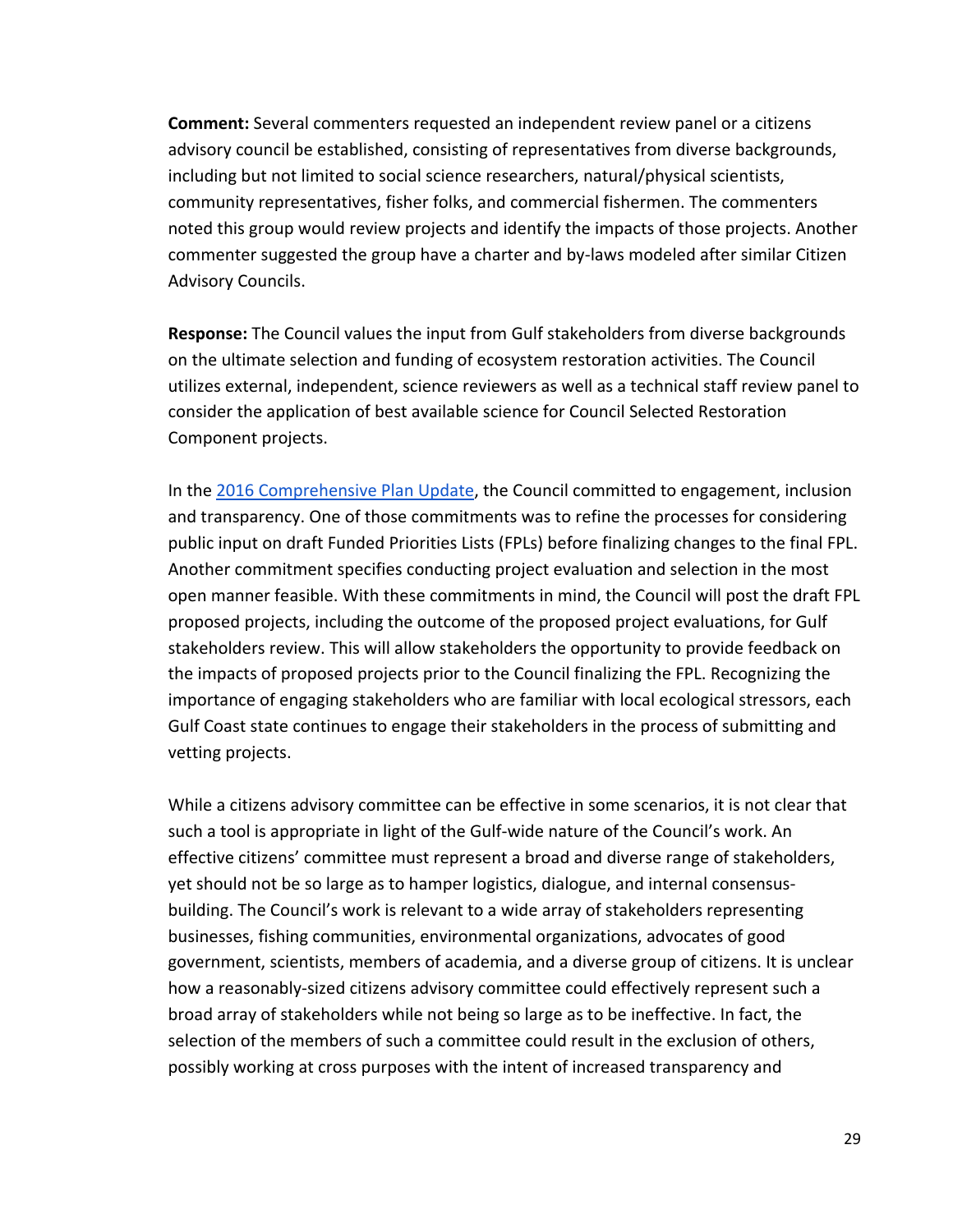**Comment:** Several commenters requested an independent review panel or a citizens advisory council be established, consisting of representatives from diverse backgrounds, including but not limited to social science researchers, natural/physical scientists, community representatives, fisher folks, and commercial fishermen. The commenters noted this group would review projects and identify the impacts of those projects. Another commenter suggested the group have a charter and by-laws modeled after similar Citizen Advisory Councils.

**Response:** The Council values the input from Gulf stakeholders from diverse backgrounds on the ultimate selection and funding of ecosystem restoration activities. The Council utilizes external, independent, science reviewers as well as a technical staff review panel to consider the application of best available science for Council Selected Restoration Component projects.

In the 2016 Comprehensive Plan Update, the Council committed to engagement, inclusion and transparency. One of those commitments was to refine the processes for considering public input on draft Funded Priorities Lists (FPLs) before finalizing changes to the final FPL. Another commitment specifies conducting project evaluation and selection in the most open manner feasible. With these commitments in mind, the Council will post the draft FPL proposed projects, including the outcome of the proposed project evaluations, for Gulf stakeholders review. This will allow stakeholders the opportunity to provide feedback on the impacts of proposed projects prior to the Council finalizing the FPL. Recognizing the importance of engaging stakeholders who are familiar with local ecological stressors, each Gulf Coast state continues to engage their stakeholders in the process of submitting and vetting projects.

While a citizens advisory committee can be effective in some scenarios, it is not clear that such a tool is appropriate in light of the Gulf-wide nature of the Council's work. An effective citizens' committee must represent a broad and diverse range of stakeholders, yet should not be so large as to hamper logistics, dialogue, and internal consensus-building. The Council's work is relevant to a wide array of stakeholders representing businesses, fishing communities, environmental organizations, advocates of good government, scientists, members of academia, and a diverse group of citizens. It is unclear how a reasonably-sized citizens advisory committee could effectively represent such a broad array of stakeholders while not being so large as to be ineffective. In fact, the selection of the members of such a committee could result in the exclusion of others, possibly working at cross purposes with the intent of increased transparency and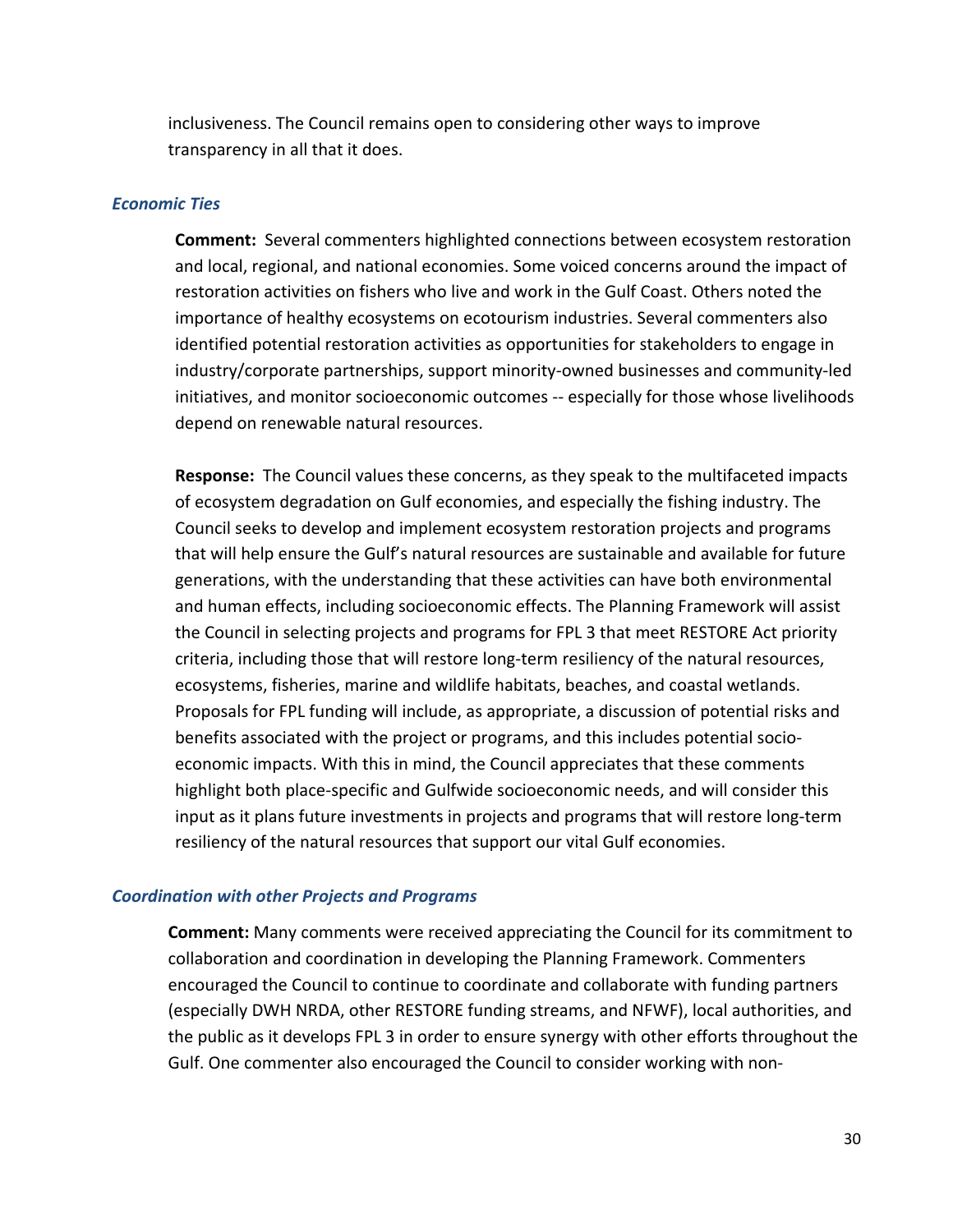inclusiveness. The Council remains open to considering other ways to improve transparency in all that it does.

### *Economic Ties*

**Comment:** Several commenters highlighted connections between ecosystem restoration and local, regional, and national economies. Some voiced concerns around the impact of restoration activities on fishers who live and work in the Gulf Coast. Others noted the importance of healthy ecosystems on ecotourism industries. Several commenters also identified potential restoration activities as opportunities for stakeholders to engage in industry/corporate partnerships, support minority-owned businesses and community-led initiatives, and monitor socioeconomic outcomes -- especially for those whose livelihoods depend on renewable natural resources.

**Response:** The Council values these concerns, as they speak to the multifaceted impacts of ecosystem degradation on Gulf economies, and especially the fishing industry. The Council seeks to develop and implement ecosystem restoration projects and programs that will help ensure the Gulf's natural resources are sustainable and available for future generations, with the understanding that these activities can have both environmental and human effects, including socioeconomic effects. The Planning Framework will assist the Council in selecting projects and programs for FPL 3 that meet RESTORE Act priority criteria, including those that will restore long-term resiliency of the natural resources, ecosystems, fisheries, marine and wildlife habitats, beaches, and coastal wetlands. Proposals for FPL funding will include, as appropriate, a discussion of potential risks and benefits associated with the project or programs, and this includes potential socio-economic impacts. With this in mind, the Council appreciates that these comments highlight both place-specific and Gulfwide socioeconomic needs, and will consider this input as it plans future investments in projects and programs that will restore long-term resiliency of the natural resources that support our vital Gulf economies.

### *Coordination with other Projects and Programs*

**Comment:** Many comments were received appreciating the Council for its commitment to collaboration and coordination in developing the Planning Framework. Commenters encouraged the Council to continue to coordinate and collaborate with funding partners (especially DWH NRDA, other RESTORE funding streams, and NFWF), local authorities, and the public as it develops FPL 3 in order to ensure synergy with other efforts throughout the Gulf. One commenter also encouraged the Council to consider working with non-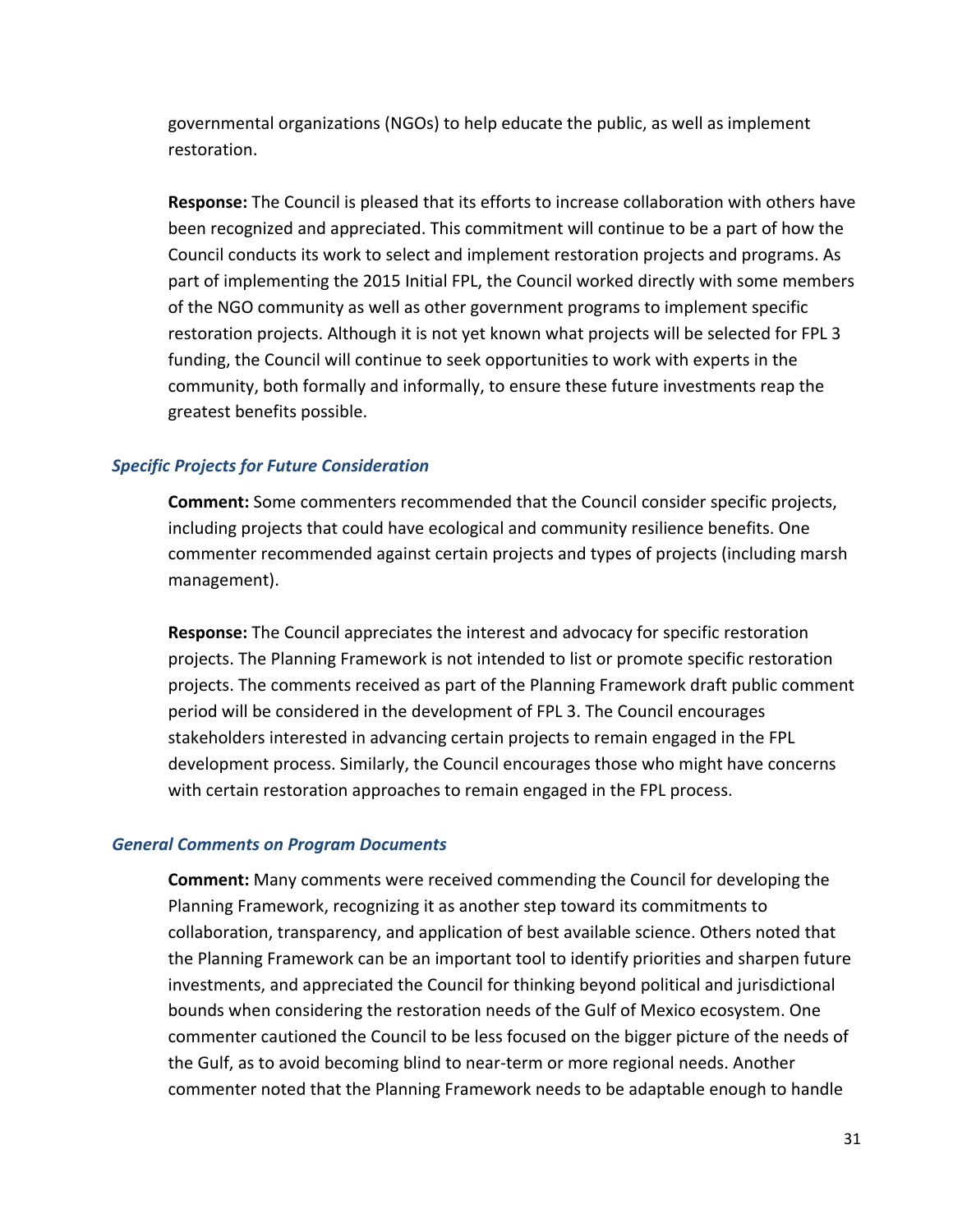governmental organizations (NGOs) to help educate the public, as well as implement restoration.

**Response:** The Council is pleased that its efforts to increase collaboration with others have been recognized and appreciated. This commitment will continue to be a part of how the Council conducts its work to select and implement restoration projects and programs. As part of implementing the 2015 Initial FPL, the Council worked directly with some members of the NGO community as well as other government programs to implement specific restoration projects. Although it is not yet known what projects will be selected for FPL 3 funding, the Council will continue to seek opportunities to work with experts in the community, both formally and informally, to ensure these future investments reap the greatest benefits possible.

### *Specific Projects for Future Consideration*

**Comment:** Some commenters recommended that the Council consider specific projects, including projects that could have ecological and community resilience benefits. One commenter recommended against certain projects and types of projects (including marsh management).

**Response:** The Council appreciates the interest and advocacy for specific restoration projects. The Planning Framework is not intended to list or promote specific restoration projects. The comments received as part of the Planning Framework draft public comment period will be considered in the development of FPL 3. The Council encourages stakeholders interested in advancing certain projects to remain engaged in the FPL development process. Similarly, the Council encourages those who might have concerns with certain restoration approaches to remain engaged in the FPL process.

### *General Comments on Program Documents*

**Comment:** Many comments were received commending the Council for developing the Planning Framework, recognizing it as another step toward its commitments to collaboration, transparency, and application of best available science. Others noted that the Planning Framework can be an important tool to identify priorities and sharpen future investments, and appreciated the Council for thinking beyond political and jurisdictional bounds when considering the restoration needs of the Gulf of Mexico ecosystem. One commenter cautioned the Council to be less focused on the bigger picture of the needs of the Gulf, as to avoid becoming blind to near-term or more regional needs. Another commenter noted that the Planning Framework needs to be adaptable enough to handle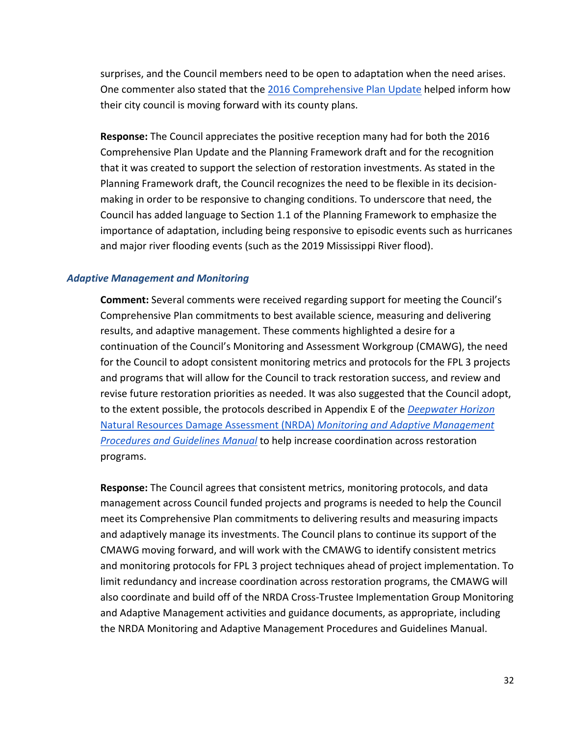surprises, and the Council members need to be open to adaptation when the need arises. One commenter also stated that the 2016 Comprehensive Plan Update helped inform how their city council is moving forward with its county plans.

**Response:** The Council appreciates the positive reception many had for both the 2016 Comprehensive Plan Update and the Planning Framework draft and for the recognition that it was created to support the selection of restoration investments. As stated in the Planning Framework draft, the Council recognizes the need to be flexible in its decision-making in order to be responsive to changing conditions. To underscore that need, the Council has added language to Section 1.1 of the Planning Framework to emphasize the importance of adaptation, including being responsive to episodic events such as hurricanes and major river flooding events (such as the 2019 Mississippi River flood).

### *Adaptive Management and Monitoring*

**Comment:** Several comments were received regarding support for meeting the Council's Comprehensive Plan commitments to best available science, measuring and delivering results, and adaptive management. These comments highlighted a desire for a continuation of the Council's Monitoring and Assessment Workgroup (CMAWG), the need for the Council to adopt consistent monitoring metrics and protocols for the FPL 3 projects and programs that will allow for the Council to track restoration success, and review and revise future restoration priorities as needed. It was also suggested that the Council adopt, to the extent possible, the protocols described in Appendix E of the *Deepwater Horizon* Natural Resources Damage Assessment (NRDA) *Monitoring and Adaptive Management Procedures and Guidelines Manual* to help increase coordination across restoration programs.

**Response:** The Council agrees that consistent metrics, monitoring protocols, and data management across Council funded projects and programs is needed to help the Council meet its Comprehensive Plan commitments to delivering results and measuring impacts and adaptively manage its investments. The Council plans to continue its support of the CMAWG moving forward, and will work with the CMAWG to identify consistent metrics and monitoring protocols for FPL 3 project techniques ahead of project implementation. To limit redundancy and increase coordination across restoration programs, the CMAWG will also coordinate and build off of the NRDA Cross-Trustee Implementation Group Monitoring and Adaptive Management activities and guidance documents, as appropriate, including the NRDA Monitoring and Adaptive Management Procedures and Guidelines Manual.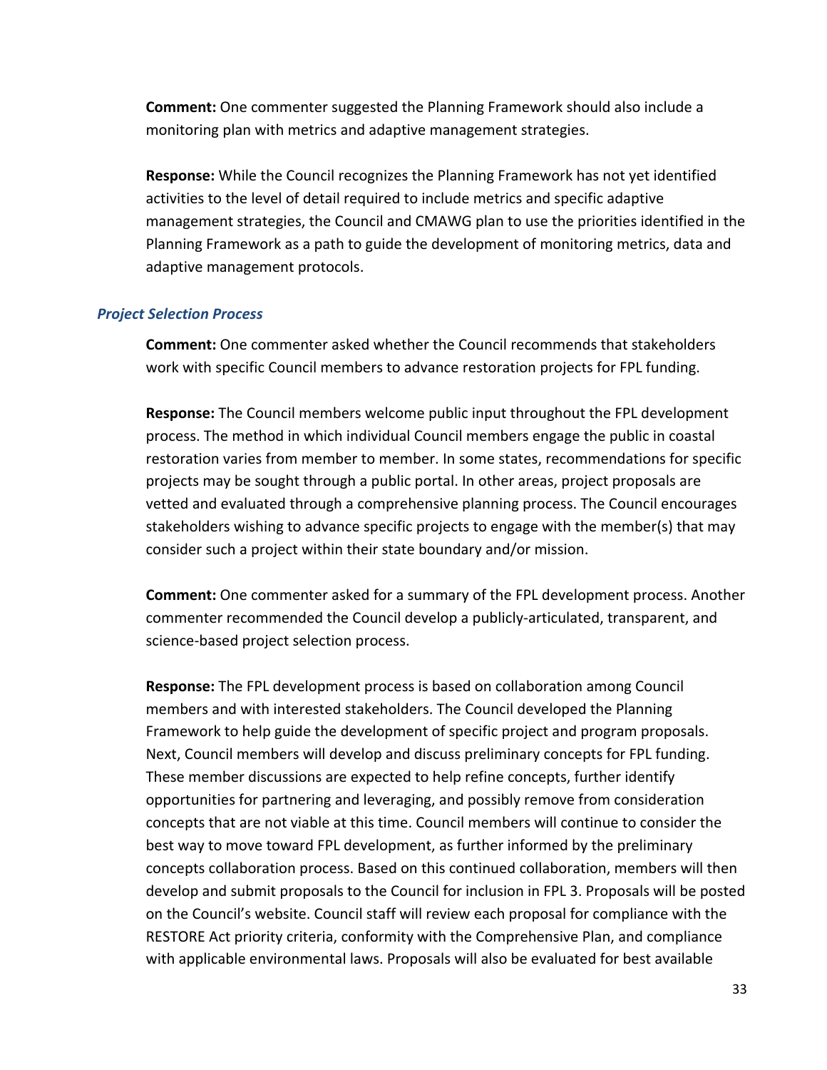**Comment:** One commenter suggested the Planning Framework should also include a monitoring plan with metrics and adaptive management strategies.

**Response:** While the Council recognizes the Planning Framework has not yet identified activities to the level of detail required to include metrics and specific adaptive management strategies, the Council and CMAWG plan to use the priorities identified in the Planning Framework as a path to guide the development of monitoring metrics, data and adaptive management protocols.

### *Project Selection Process*

**Comment:** One commenter asked whether the Council recommends that stakeholders work with specific Council members to advance restoration projects for FPL funding.

**Response:** The Council members welcome public input throughout the FPL development process. The method in which individual Council members engage the public in coastal restoration varies from member to member. In some states, recommendations for specific projects may be sought through a public portal. In other areas, project proposals are vetted and evaluated through a comprehensive planning process. The Council encourages stakeholders wishing to advance specific projects to engage with the member(s) that may consider such a project within their state boundary and/or mission.

**Comment:** One commenter asked for a summary of the FPL development process. Another commenter recommended the Council develop a publicly-articulated, transparent, and science-based project selection process.

**Response:** The FPL development process is based on collaboration among Council members and with interested stakeholders. The Council developed the Planning Framework to help guide the development of specific project and program proposals. Next, Council members will develop and discuss preliminary concepts for FPL funding. These member discussions are expected to help refine concepts, further identify opportunities for partnering and leveraging, and possibly remove from consideration concepts that are not viable at this time. Council members will continue to consider the best way to move toward FPL development, as further informed by the preliminary concepts collaboration process. Based on this continued collaboration, members will then develop and submit proposals to the Council for inclusion in FPL 3. Proposals will be posted on the Council's website. Council staff will review each proposal for compliance with the RESTORE Act priority criteria, conformity with the Comprehensive Plan, and compliance with applicable environmental laws. Proposals will also be evaluated for best available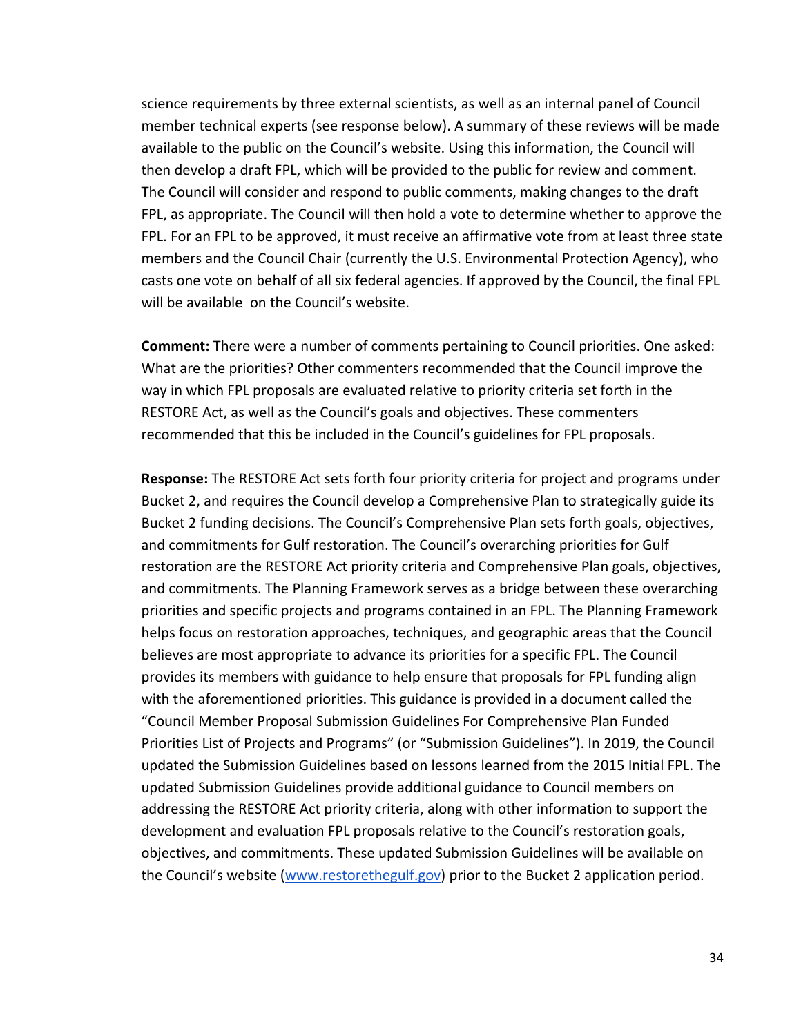science requirements by three external scientists, as well as an internal panel of Council member technical experts (see response below). A summary of these reviews will be made available to the public on the Council's website. Using this information, the Council will then develop a draft FPL, which will be provided to the public for review and comment. The Council will consider and respond to public comments, making changes to the draft FPL, as appropriate. The Council will then hold a vote to determine whether to approve the FPL. For an FPL to be approved, it must receive an affirmative vote from at least three state members and the Council Chair (currently the U.S. Environmental Protection Agency), who casts one vote on behalf of all six federal agencies. If approved by the Council, the final FPL will be available  on the Council's website.

**Comment:** There were a number of comments pertaining to Council priorities. One asked: What are the priorities? Other commenters recommended that the Council improve the way in which FPL proposals are evaluated relative to priority criteria set forth in the RESTORE Act, as well as the Council's goals and objectives. These commenters recommended that this be included in the Council's guidelines for FPL proposals.

**Response:** The RESTORE Act sets forth four priority criteria for project and programs under Bucket 2, and requires the Council develop a Comprehensive Plan to strategically guide its Bucket 2 funding decisions. The Council's Comprehensive Plan sets forth goals, objectives, and commitments for Gulf restoration. The Council's overarching priorities for Gulf restoration are the RESTORE Act priority criteria and Comprehensive Plan goals, objectives, and commitments. The Planning Framework serves as a bridge between these overarching priorities and specific projects and programs contained in an FPL. The Planning Framework helps focus on restoration approaches, techniques, and geographic areas that the Council believes are most appropriate to advance its priorities for a specific FPL. The Council provides its members with guidance to help ensure that proposals for FPL funding align with the aforementioned priorities. This guidance is provided in a document called the "Council Member Proposal Submission Guidelines For Comprehensive Plan Funded Priorities List of Projects and Programs" (or "Submission Guidelines"). In 2019, the Council updated the Submission Guidelines based on lessons learned from the 2015 Initial FPL. The updated Submission Guidelines provide additional guidance to Council members on addressing the RESTORE Act priority criteria, along with other information to support the development and evaluation FPL proposals relative to the Council's restoration goals, objectives, and commitments. These updated Submission Guidelines will be available on the Council's website (www.restorethegulf.gov) prior to the Bucket 2 application period.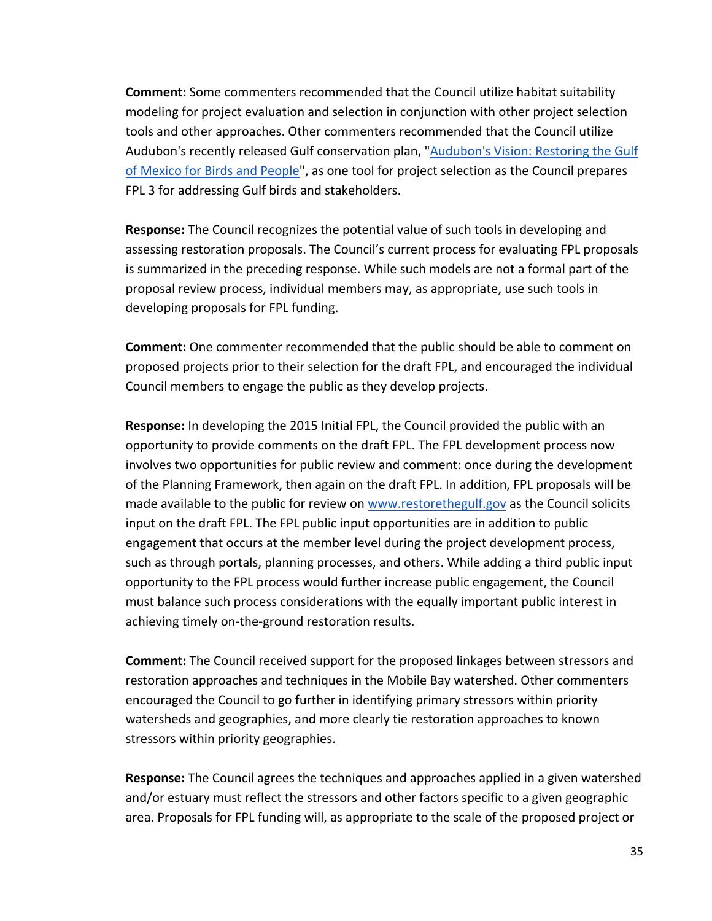**Comment:** Some commenters recommended that the Council utilize habitat suitability modeling for project evaluation and selection in conjunction with other project selection tools and other approaches. Other commenters recommended that the Council utilize Audubon's recently released Gulf conservation plan, "[Audubon's Vision: Restoring the Gulf of Mexico for Birds and People]", as one tool for project selection as the Council prepares FPL 3 for addressing Gulf birds and stakeholders.

**Response:** The Council recognizes the potential value of such tools in developing and assessing restoration proposals. The Council's current process for evaluating FPL proposals is summarized in the preceding response. While such models are not a formal part of the proposal review process, individual members may, as appropriate, use such tools in developing proposals for FPL funding.

**Comment:** One commenter recommended that the public should be able to comment on proposed projects prior to their selection for the draft FPL, and encouraged the individual Council members to engage the public as they develop projects.

**Response:** In developing the 2015 Initial FPL, the Council provided the public with an opportunity to provide comments on the draft FPL. The FPL development process now involves two opportunities for public review and comment: once during the development of the Planning Framework, then again on the draft FPL. In addition, FPL proposals will be made available to the public for review on www.restorethegulf.gov as the Council solicits input on the draft FPL. The FPL public input opportunities are in addition to public engagement that occurs at the member level during the project development process, such as through portals, planning processes, and others. While adding a third public input opportunity to the FPL process would further increase public engagement, the Council must balance such process considerations with the equally important public interest in achieving timely on-the-ground restoration results.

**Comment:** The Council received support for the proposed linkages between stressors and restoration approaches and techniques in the Mobile Bay watershed. Other commenters encouraged the Council to go further in identifying primary stressors within priority watersheds and geographies, and more clearly tie restoration approaches to known stressors within priority geographies.

**Response:** The Council agrees the techniques and approaches applied in a given watershed and/or estuary must reflect the stressors and other factors specific to a given geographic area. Proposals for FPL funding will, as appropriate to the scale of the proposed project or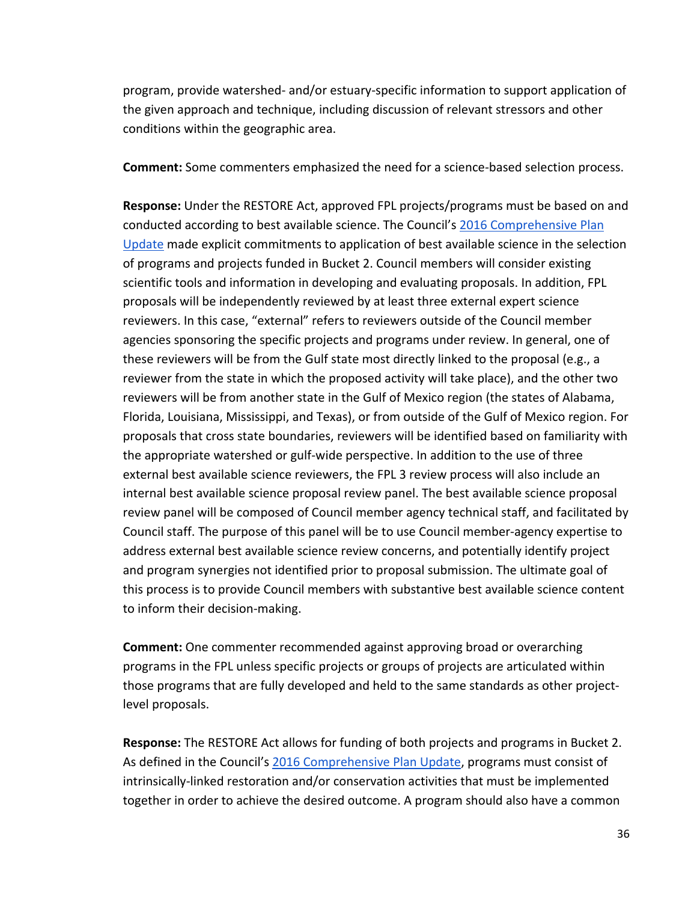program, provide watershed- and/or estuary-specific information to support application of the given approach and technique, including discussion of relevant stressors and other conditions within the geographic area.

**Comment:** Some commenters emphasized the need for a science-based selection process.

**Response:** Under the RESTORE Act, approved FPL projects/programs must be based on and conducted according to best available science. The Council's [2016 Comprehensive Plan Update] made explicit commitments to application of best available science in the selection of programs and projects funded in Bucket 2. Council members will consider existing scientific tools and information in developing and evaluating proposals. In addition, FPL proposals will be independently reviewed by at least three external expert science reviewers. In this case, "external" refers to reviewers outside of the Council member agencies sponsoring the specific projects and programs under review. In general, one of these reviewers will be from the Gulf state most directly linked to the proposal (e.g., a reviewer from the state in which the proposed activity will take place), and the other two reviewers will be from another state in the Gulf of Mexico region (the states of Alabama, Florida, Louisiana, Mississippi, and Texas), or from outside of the Gulf of Mexico region. For proposals that cross state boundaries, reviewers will be identified based on familiarity with the appropriate watershed or gulf-wide perspective. In addition to the use of three external best available science reviewers, the FPL 3 review process will also include an internal best available science proposal review panel. The best available science proposal review panel will be composed of Council member agency technical staff, and facilitated by Council staff. The purpose of this panel will be to use Council member-agency expertise to address external best available science review concerns, and potentially identify project and program synergies not identified prior to proposal submission. The ultimate goal of this process is to provide Council members with substantive best available science content to inform their decision-making.

**Comment:** One commenter recommended against approving broad or overarching programs in the FPL unless specific projects or groups of projects are articulated within those programs that are fully developed and held to the same standards as other project-level proposals.

**Response:** The RESTORE Act allows for funding of both projects and programs in Bucket 2. As defined in the Council's [2016 Comprehensive Plan Update], programs must consist of intrinsically-linked restoration and/or conservation activities that must be implemented together in order to achieve the desired outcome. A program should also have a common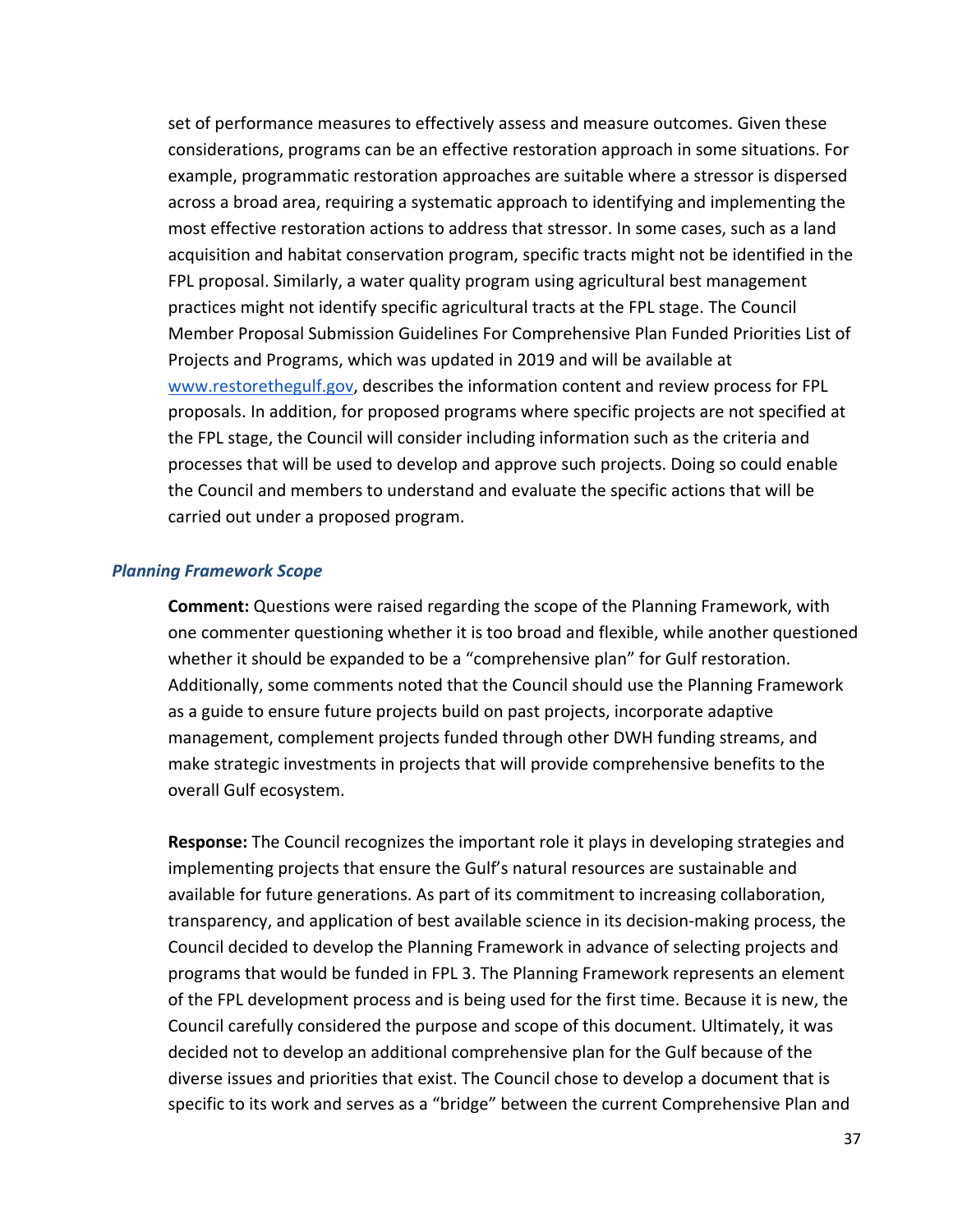set of performance measures to effectively assess and measure outcomes. Given these considerations, programs can be an effective restoration approach in some situations. For example, programmatic restoration approaches are suitable where a stressor is dispersed across a broad area, requiring a systematic approach to identifying and implementing the most effective restoration actions to address that stressor. In some cases, such as a land acquisition and habitat conservation program, specific tracts might not be identified in the FPL proposal. Similarly, a water quality program using agricultural best management practices might not identify specific agricultural tracts at the FPL stage. The Council Member Proposal Submission Guidelines For Comprehensive Plan Funded Priorities List of Projects and Programs, which was updated in 2019 and will be available at [www.restorethegulf.gov](www.restorethegulf.gov), describes the information content and review process for FPL proposals. In addition, for proposed programs where specific projects are not specified at the FPL stage, the Council will consider including information such as the criteria and processes that will be used to develop and approve such projects. Doing so could enable the Council and members to understand and evaluate the specific actions that will be carried out under a proposed program.

### *Planning Framework Scope*

**Comment:** Questions were raised regarding the scope of the Planning Framework, with one commenter questioning whether it is too broad and flexible, while another questioned whether it should be expanded to be a "comprehensive plan" for Gulf restoration. Additionally, some comments noted that the Council should use the Planning Framework as a guide to ensure future projects build on past projects, incorporate adaptive management, complement projects funded through other DWH funding streams, and make strategic investments in projects that will provide comprehensive benefits to the overall Gulf ecosystem.

**Response:** The Council recognizes the important role it plays in developing strategies and implementing projects that ensure the Gulf's natural resources are sustainable and available for future generations. As part of its commitment to increasing collaboration, transparency, and application of best available science in its decision-making process, the Council decided to develop the Planning Framework in advance of selecting projects and programs that would be funded in FPL 3. The Planning Framework represents an element of the FPL development process and is being used for the first time. Because it is new, the Council carefully considered the purpose and scope of this document. Ultimately, it was decided not to develop an additional comprehensive plan for the Gulf because of the diverse issues and priorities that exist. The Council chose to develop a document that is specific to its work and serves as a "bridge" between the current Comprehensive Plan and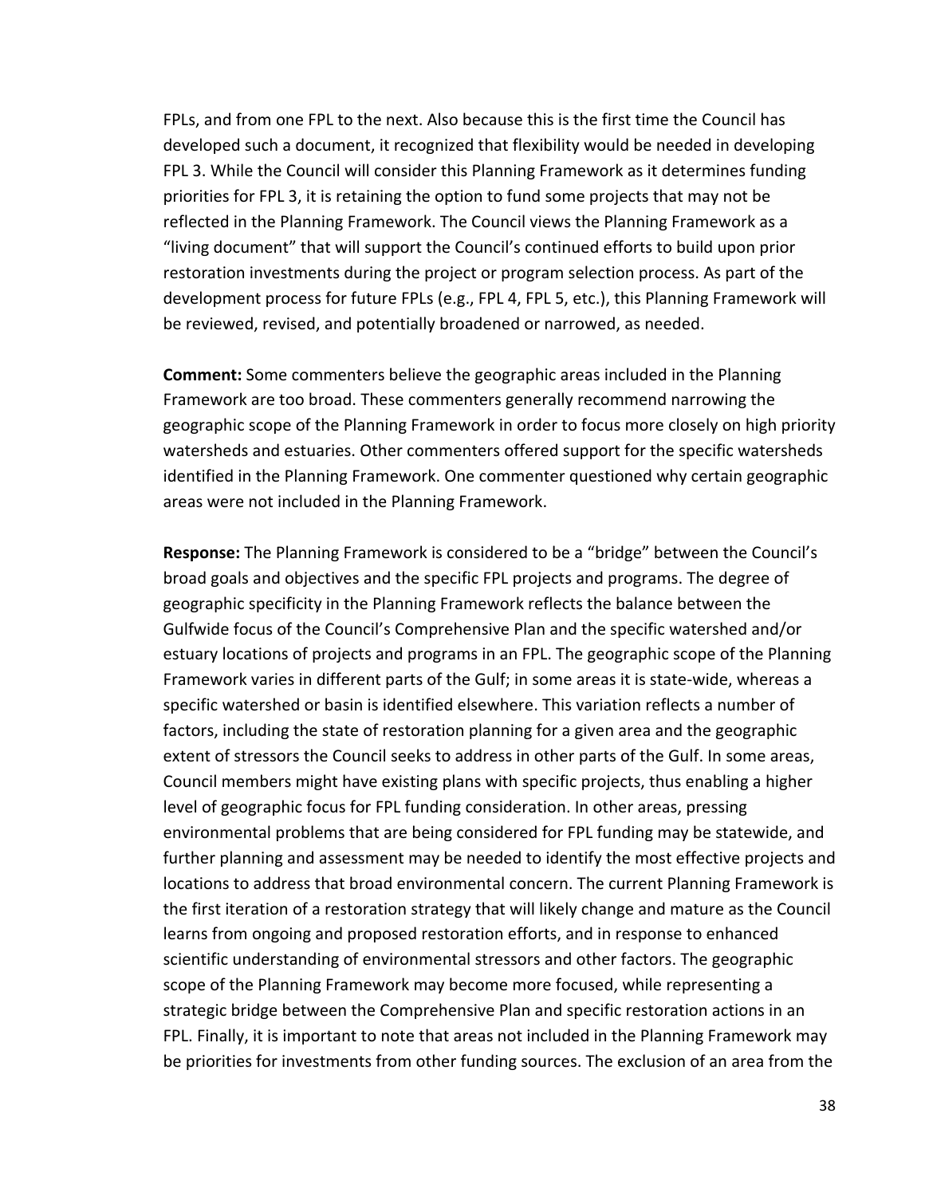FPLs, and from one FPL to the next. Also because this is the first time the Council has developed such a document, it recognized that flexibility would be needed in developing FPL 3. While the Council will consider this Planning Framework as it determines funding priorities for FPL 3, it is retaining the option to fund some projects that may not be reflected in the Planning Framework. The Council views the Planning Framework as a "living document" that will support the Council's continued efforts to build upon prior restoration investments during the project or program selection process. As part of the development process for future FPLs (e.g., FPL 4, FPL 5, etc.), this Planning Framework will be reviewed, revised, and potentially broadened or narrowed, as needed.

**Comment:** Some commenters believe the geographic areas included in the Planning Framework are too broad. These commenters generally recommend narrowing the geographic scope of the Planning Framework in order to focus more closely on high priority watersheds and estuaries. Other commenters offered support for the specific watersheds identified in the Planning Framework. One commenter questioned why certain geographic areas were not included in the Planning Framework.

**Response:** The Planning Framework is considered to be a "bridge" between the Council's broad goals and objectives and the specific FPL projects and programs. The degree of geographic specificity in the Planning Framework reflects the balance between the Gulfwide focus of the Council's Comprehensive Plan and the specific watershed and/or estuary locations of projects and programs in an FPL. The geographic scope of the Planning Framework varies in different parts of the Gulf; in some areas it is state-wide, whereas a specific watershed or basin is identified elsewhere. This variation reflects a number of factors, including the state of restoration planning for a given area and the geographic extent of stressors the Council seeks to address in other parts of the Gulf. In some areas, Council members might have existing plans with specific projects, thus enabling a higher level of geographic focus for FPL funding consideration. In other areas, pressing environmental problems that are being considered for FPL funding may be statewide, and further planning and assessment may be needed to identify the most effective projects and locations to address that broad environmental concern. The current Planning Framework is the first iteration of a restoration strategy that will likely change and mature as the Council learns from ongoing and proposed restoration efforts, and in response to enhanced scientific understanding of environmental stressors and other factors. The geographic scope of the Planning Framework may become more focused, while representing a strategic bridge between the Comprehensive Plan and specific restoration actions in an FPL. Finally, it is important to note that areas not included in the Planning Framework may be priorities for investments from other funding sources. The exclusion of an area from the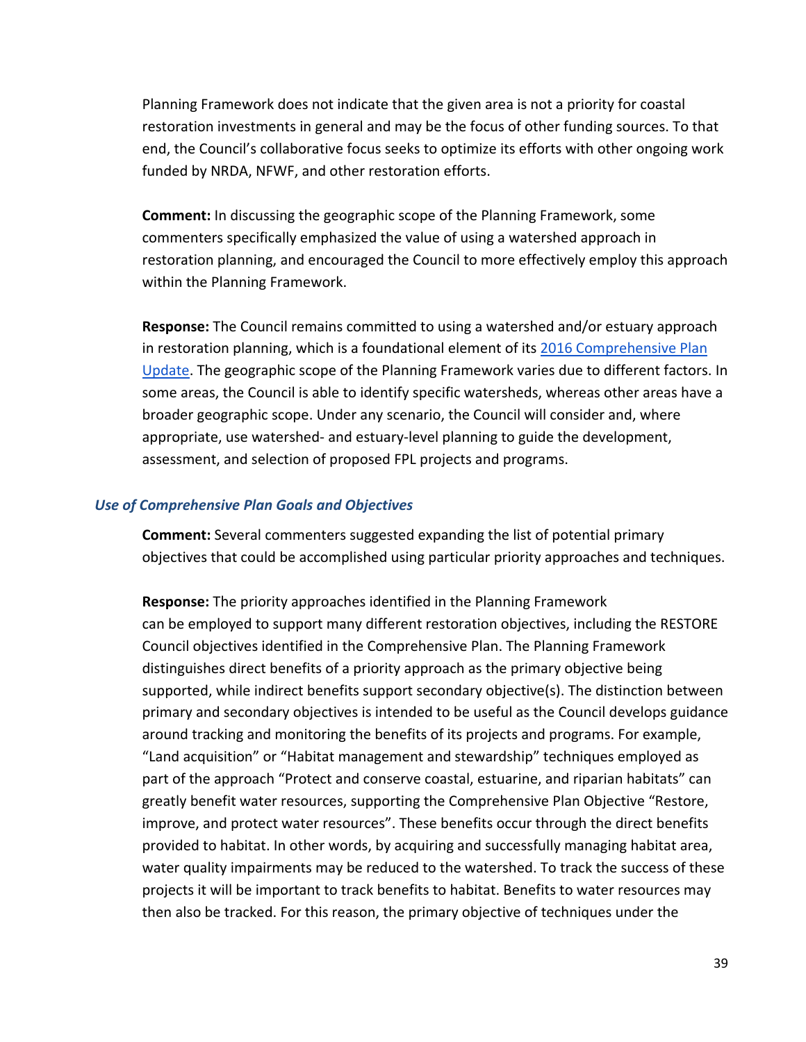Planning Framework does not indicate that the given area is not a priority for coastal restoration investments in general and may be the focus of other funding sources. To that end, the Council's collaborative focus seeks to optimize its efforts with other ongoing work funded by NRDA, NFWF, and other restoration efforts.

**Comment:** In discussing the geographic scope of the Planning Framework, some commenters specifically emphasized the value of using a watershed approach in restoration planning, and encouraged the Council to more effectively employ this approach within the Planning Framework.

**Response:** The Council remains committed to using a watershed and/or estuary approach in restoration planning, which is a foundational element of its [2016 Comprehensive Plan Update](). The geographic scope of the Planning Framework varies due to different factors. In some areas, the Council is able to identify specific watersheds, whereas other areas have a broader geographic scope. Under any scenario, the Council will consider and, where appropriate, use watershed- and estuary-level planning to guide the development, assessment, and selection of proposed FPL projects and programs.

### *Use of Comprehensive Plan Goals and Objectives*

**Comment:** Several commenters suggested expanding the list of potential primary objectives that could be accomplished using particular priority approaches and techniques.

**Response:** The priority approaches identified in the Planning Framework can be employed to support many different restoration objectives, including the RESTORE Council objectives identified in the Comprehensive Plan. The Planning Framework distinguishes direct benefits of a priority approach as the primary objective being supported, while indirect benefits support secondary objective(s). The distinction between primary and secondary objectives is intended to be useful as the Council develops guidance around tracking and monitoring the benefits of its projects and programs. For example, "Land acquisition" or "Habitat management and stewardship" techniques employed as part of the approach "Protect and conserve coastal, estuarine, and riparian habitats" can greatly benefit water resources, supporting the Comprehensive Plan Objective "Restore, improve, and protect water resources". These benefits occur through the direct benefits provided to habitat. In other words, by acquiring and successfully managing habitat area, water quality impairments may be reduced to the watershed. To track the success of these projects it will be important to track benefits to habitat. Benefits to water resources may then also be tracked. For this reason, the primary objective of techniques under the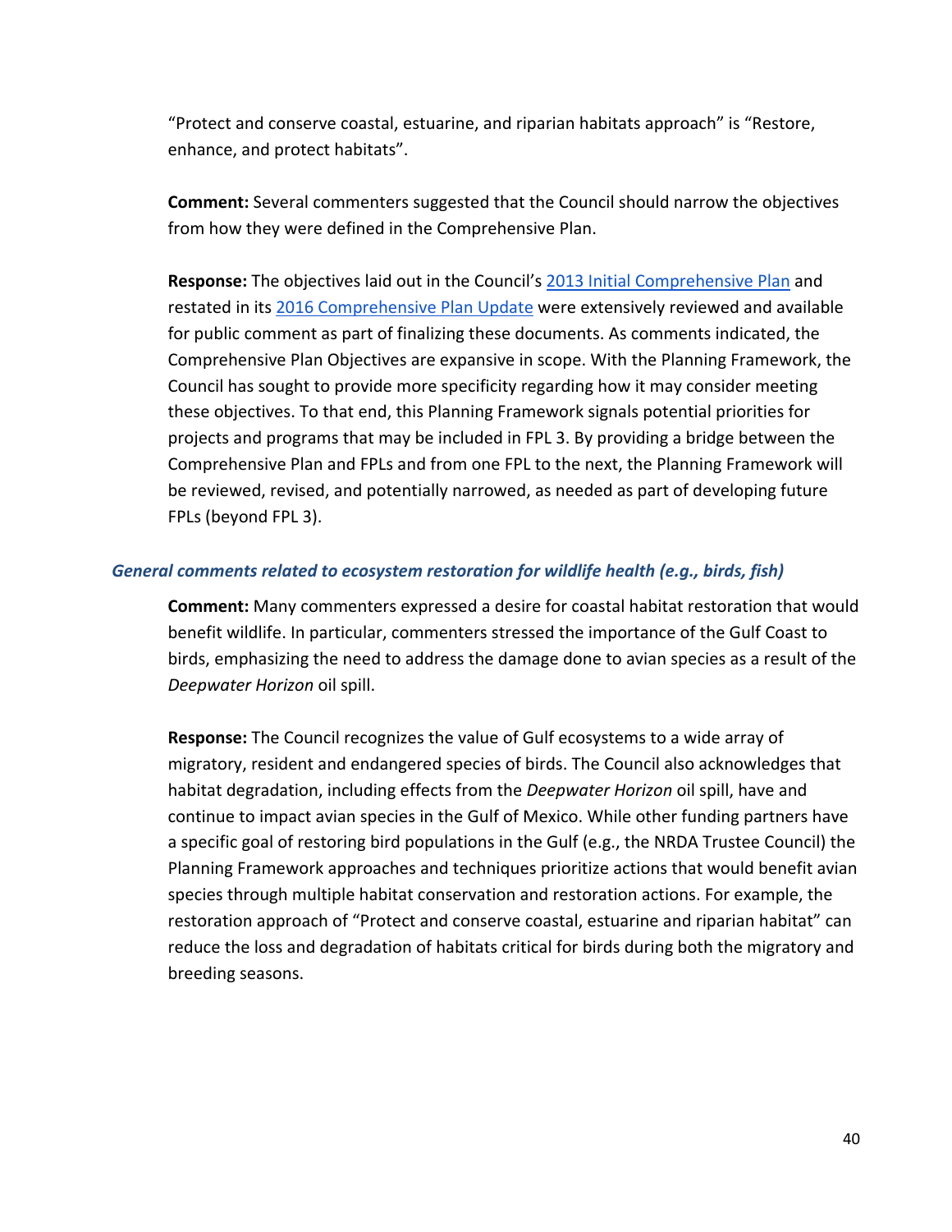“Protect and conserve coastal, estuarine, and riparian habitats approach” is “Restore, enhance, and protect habitats”.

**Comment:** Several commenters suggested that the Council should narrow the objectives from how they were defined in the Comprehensive Plan.

**Response:** The objectives laid out in the Council’s [2013 Initial Comprehensive Plan]() and restated in its [2016 Comprehensive Plan Update]() were extensively reviewed and available for public comment as part of finalizing these documents. As comments indicated, the Comprehensive Plan Objectives are expansive in scope. With the Planning Framework, the Council has sought to provide more specificity regarding how it may consider meeting these objectives. To that end, this Planning Framework signals potential priorities for projects and programs that may be included in FPL 3. By providing a bridge between the Comprehensive Plan and FPLs and from one FPL to the next, the Planning Framework will be reviewed, revised, and potentially narrowed, as needed as part of developing future FPLs (beyond FPL 3).

### *General comments related to ecosystem restoration for wildlife health (e.g., birds, fish)*

**Comment:** Many commenters expressed a desire for coastal habitat restoration that would benefit wildlife. In particular, commenters stressed the importance of the Gulf Coast to birds, emphasizing the need to address the damage done to avian species as a result of the *Deepwater Horizon* oil spill.

**Response:** The Council recognizes the value of Gulf ecosystems to a wide array of migratory, resident and endangered species of birds. The Council also acknowledges that habitat degradation, including effects from the *Deepwater Horizon* oil spill, have and continue to impact avian species in the Gulf of Mexico. While other funding partners have a specific goal of restoring bird populations in the Gulf (e.g., the NRDA Trustee Council) the Planning Framework approaches and techniques prioritize actions that would benefit avian species through multiple habitat conservation and restoration actions. For example, the restoration approach of “Protect and conserve coastal, estuarine and riparian habitat” can reduce the loss and degradation of habitats critical for birds during both the migratory and breeding seasons.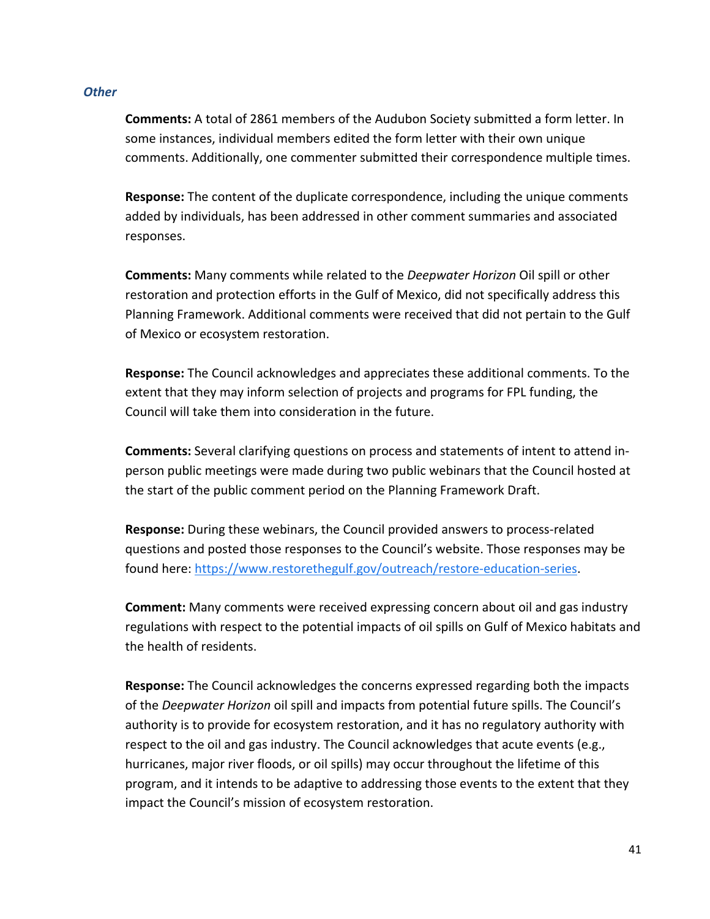### *Other*

**Comments:** A total of 2861 members of the Audubon Society submitted a form letter. In some instances, individual members edited the form letter with their own unique comments. Additionally, one commenter submitted their correspondence multiple times.

**Response:** The content of the duplicate correspondence, including the unique comments added by individuals, has been addressed in other comment summaries and associated responses.

**Comments:** Many comments while related to the *Deepwater Horizon* Oil spill or other restoration and protection efforts in the Gulf of Mexico, did not specifically address this Planning Framework. Additional comments were received that did not pertain to the Gulf of Mexico or ecosystem restoration.

**Response:** The Council acknowledges and appreciates these additional comments. To the extent that they may inform selection of projects and programs for FPL funding, the Council will take them into consideration in the future.

**Comments:** Several clarifying questions on process and statements of intent to attend in-person public meetings were made during two public webinars that the Council hosted at the start of the public comment period on the Planning Framework Draft.

**Response:** During these webinars, the Council provided answers to process-related questions and posted those responses to the Council's website. Those responses may be found here: https://www.restorethegulf.gov/outreach/restore-education-series.

**Comment:** Many comments were received expressing concern about oil and gas industry regulations with respect to the potential impacts of oil spills on Gulf of Mexico habitats and the health of residents.

**Response:** The Council acknowledges the concerns expressed regarding both the impacts of the *Deepwater Horizon* oil spill and impacts from potential future spills. The Council's authority is to provide for ecosystem restoration, and it has no regulatory authority with respect to the oil and gas industry. The Council acknowledges that acute events (e.g., hurricanes, major river floods, or oil spills) may occur throughout the lifetime of this program, and it intends to be adaptive to addressing those events to the extent that they impact the Council's mission of ecosystem restoration.